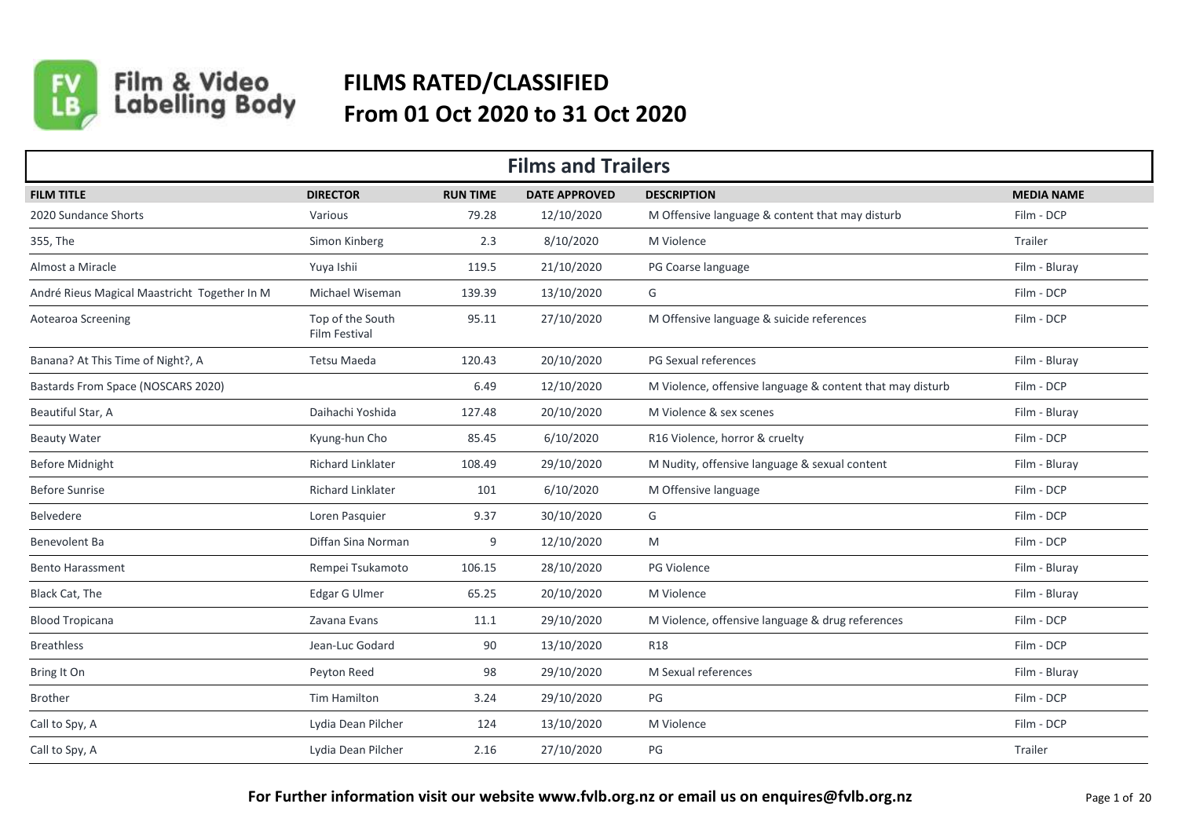# FILMS RATED/CLASSIFIED
## From 01 Oct 2020 to 31 Oct 2020

## Films and Trailers

| FILM TITLE | DIRECTOR | RUN TIME | DATE APPROVED | DESCRIPTION | MEDIA NAME |
|---|---|---|---|---|---|
| 2020 Sundance Shorts | Various | 79.28 | 12/10/2020 | M Offensive language & content that may disturb | Film - DCP |
| 355, The | Simon Kinberg | 2.3 | 8/10/2020 | M Violence | Trailer |
| Almost a Miracle | Yuya Ishii | 119.5 | 21/10/2020 | PG Coarse language | Film - Bluray |
| André Rieus Magical Maastricht Together In M | Michael Wiseman | 139.39 | 13/10/2020 | G | Film - DCP |
| Aotearoa Screening | Top of the South Film Festival | 95.11 | 27/10/2020 | M Offensive language & suicide references | Film - DCP |
| Banana? At This Time of Night?, A | Tetsu Maeda | 120.43 | 20/10/2020 | PG Sexual references | Film - Bluray |
| Bastards From Space (NOSCARS 2020) | | 6.49 | 12/10/2020 | M Violence, offensive language & content that may disturb | Film - DCP |
| Beautiful Star, A | Daihachi Yoshida | 127.48 | 20/10/2020 | M Violence & sex scenes | Film - Bluray |
| Beauty Water | Kyung-hun Cho | 85.45 | 6/10/2020 | R16 Violence, horror & cruelty | Film - DCP |
| Before Midnight | Richard Linklater | 108.49 | 29/10/2020 | M Nudity, offensive language & sexual content | Film - Bluray |
| Before Sunrise | Richard Linklater | 101 | 6/10/2020 | M Offensive language | Film - DCP |
| Belvedere | Loren Pasquier | 9.37 | 30/10/2020 | G | Film - DCP |
| Benevolent Ba | Diffan Sina Norman | 9 | 12/10/2020 | M | Film - DCP |
| Bento Harassment | Rempei Tsukamoto | 106.15 | 28/10/2020 | PG Violence | Film - Bluray |
| Black Cat, The | Edgar G Ulmer | 65.25 | 20/10/2020 | M Violence | Film - Bluray |
| Blood Tropicana | Zavana Evans | 11.1 | 29/10/2020 | M Violence, offensive language & drug references | Film - DCP |
| Breathless | Jean-Luc Godard | 90 | 13/10/2020 | R18 | Film - DCP |
| Bring It On | Peyton Reed | 98 | 29/10/2020 | M Sexual references | Film - Bluray |
| Brother | Tim Hamilton | 3.24 | 29/10/2020 | PG | Film - DCP |
| Call to Spy, A | Lydia Dean Pilcher | 124 | 13/10/2020 | M Violence | Film - DCP |
| Call to Spy, A | Lydia Dean Pilcher | 2.16 | 27/10/2020 | PG | Trailer |

**For Further information visit our website www.fvlb.org.nz or email us on enquires@fvlb.org.nz**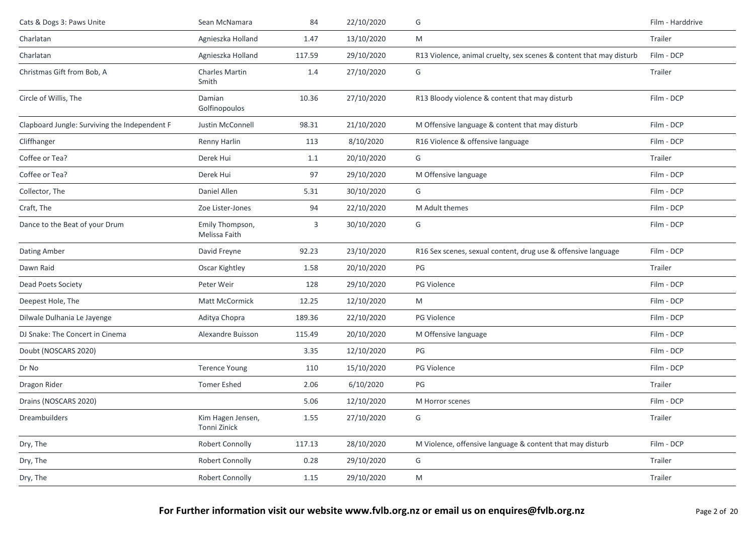| Cats & Dogs 3: Paws Unite | Sean McNamara | 84 | 22/10/2020 | G | Film - Harddrive |
|---|---|---|---|---|---|
| Charlatan | Agnieszka Holland | 1.47 | 13/10/2020 | M | Trailer |
| Charlatan | Agnieszka Holland | 117.59 | 29/10/2020 | R13 Violence, animal cruelty, sex scenes & content that may disturb | Film - DCP |
| Christmas Gift from Bob, A | Charles Martin Smith | 1.4 | 27/10/2020 | G | Trailer |
| Circle of Willis, The | Damian Golfinopoulos | 10.36 | 27/10/2020 | R13 Bloody violence & content that may disturb | Film - DCP |
| Clapboard Jungle: Surviving the Independent F | Justin McConnell | 98.31 | 21/10/2020 | M Offensive language & content that may disturb | Film - DCP |
| Cliffhanger | Renny Harlin | 113 | 8/10/2020 | R16 Violence & offensive language | Film - DCP |
| Coffee or Tea? | Derek Hui | 1.1 | 20/10/2020 | G | Trailer |
| Coffee or Tea? | Derek Hui | 97 | 29/10/2020 | M Offensive language | Film - DCP |
| Collector, The | Daniel Allen | 5.31 | 30/10/2020 | G | Film - DCP |
| Craft, The | Zoe Lister-Jones | 94 | 22/10/2020 | M Adult themes | Film - DCP |
| Dance to the Beat of your Drum | Emily Thompson, Melissa Faith | 3 | 30/10/2020 | G | Film - DCP |
| Dating Amber | David Freyne | 92.23 | 23/10/2020 | R16 Sex scenes, sexual content, drug use & offensive language | Film - DCP |
| Dawn Raid | Oscar Kightley | 1.58 | 20/10/2020 | PG | Trailer |
| Dead Poets Society | Peter Weir | 128 | 29/10/2020 | PG Violence | Film - DCP |
| Deepest Hole, The | Matt McCormick | 12.25 | 12/10/2020 | M | Film - DCP |
| Dilwale Dulhania Le Jayenge | Aditya Chopra | 189.36 | 22/10/2020 | PG Violence | Film - DCP |
| DJ Snake: The Concert in Cinema | Alexandre Buisson | 115.49 | 20/10/2020 | M Offensive language | Film - DCP |
| Doubt (NOSCARS 2020) | | 3.35 | 12/10/2020 | PG | Film - DCP |
| Dr No | Terence Young | 110 | 15/10/2020 | PG Violence | Film - DCP |
| Dragon Rider | Tomer Eshed | 2.06 | 6/10/2020 | PG | Trailer |
| Drains (NOSCARS 2020) | | 5.06 | 12/10/2020 | M Horror scenes | Film - DCP |
| Dreambuilders | Kim Hagen Jensen, Tonni Zinick | 1.55 | 27/10/2020 | G | Trailer |
| Dry, The | Robert Connolly | 117.13 | 28/10/2020 | M Violence, offensive language & content that may disturb | Film - DCP |
| Dry, The | Robert Connolly | 0.28 | 29/10/2020 | G | Trailer |
| Dry, The | Robert Connolly | 1.15 | 29/10/2020 | M | Trailer |

**For Further information visit our website www.fvlb.org.nz or email us on enquires@fvlb.org.nz**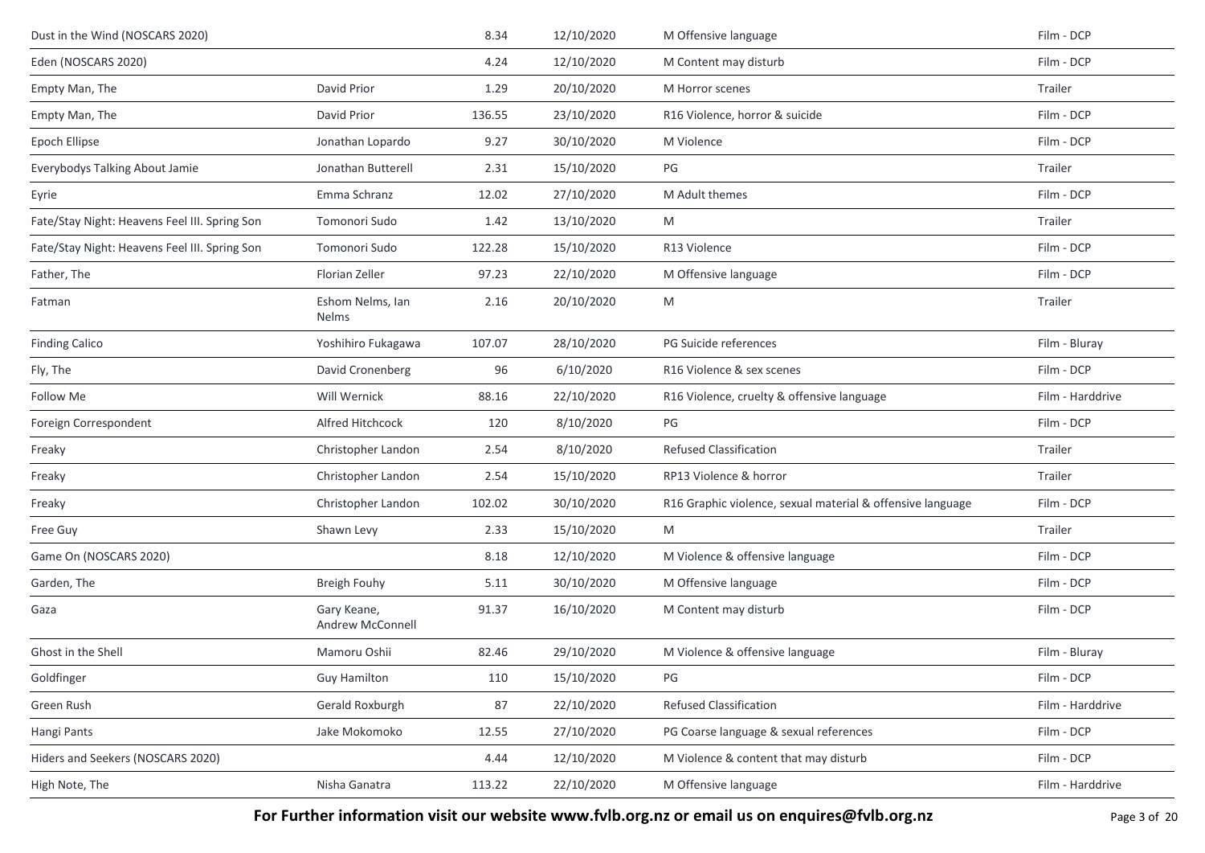| | | | | | |
|---|---|---|---|---|---|
| Dust in the Wind (NOSCARS 2020) | | 8.34 | 12/10/2020 | M Offensive language | Film - DCP |
| Eden (NOSCARS 2020) | | 4.24 | 12/10/2020 | M Content may disturb | Film - DCP |
| Empty Man, The | David Prior | 1.29 | 20/10/2020 | M Horror scenes | Trailer |
| Empty Man, The | David Prior | 136.55 | 23/10/2020 | R16 Violence, horror & suicide | Film - DCP |
| Epoch Ellipse | Jonathan Lopardo | 9.27 | 30/10/2020 | M Violence | Film - DCP |
| Everybodys Talking About Jamie | Jonathan Butterell | 2.31 | 15/10/2020 | PG | Trailer |
| Eyrie | Emma Schranz | 12.02 | 27/10/2020 | M Adult themes | Film - DCP |
| Fate/Stay Night: Heavens Feel III. Spring Son | Tomonori Sudo | 1.42 | 13/10/2020 | M | Trailer |
| Fate/Stay Night: Heavens Feel III. Spring Son | Tomonori Sudo | 122.28 | 15/10/2020 | R13 Violence | Film - DCP |
| Father, The | Florian Zeller | 97.23 | 22/10/2020 | M Offensive language | Film - DCP |
| Fatman | Eshom Nelms, Ian Nelms | 2.16 | 20/10/2020 | M | Trailer |
| Finding Calico | Yoshihiro Fukagawa | 107.07 | 28/10/2020 | PG Suicide references | Film - Bluray |
| Fly, The | David Cronenberg | 96 | 6/10/2020 | R16 Violence & sex scenes | Film - DCP |
| Follow Me | Will Wernick | 88.16 | 22/10/2020 | R16 Violence, cruelty & offensive language | Film - Harddrive |
| Foreign Correspondent | Alfred Hitchcock | 120 | 8/10/2020 | PG | Film - DCP |
| Freaky | Christopher Landon | 2.54 | 8/10/2020 | Refused Classification | Trailer |
| Freaky | Christopher Landon | 2.54 | 15/10/2020 | RP13 Violence & horror | Trailer |
| Freaky | Christopher Landon | 102.02 | 30/10/2020 | R16 Graphic violence, sexual material & offensive language | Film - DCP |
| Free Guy | Shawn Levy | 2.33 | 15/10/2020 | M | Trailer |
| Game On (NOSCARS 2020) | | 8.18 | 12/10/2020 | M Violence & offensive language | Film - DCP |
| Garden, The | Breigh Fouhy | 5.11 | 30/10/2020 | M Offensive language | Film - DCP |
| Gaza | Gary Keane, Andrew McConnell | 91.37 | 16/10/2020 | M Content may disturb | Film - DCP |
| Ghost in the Shell | Mamoru Oshii | 82.46 | 29/10/2020 | M Violence & offensive language | Film - Bluray |
| Goldfinger | Guy Hamilton | 110 | 15/10/2020 | PG | Film - DCP |
| Green Rush | Gerald Roxburgh | 87 | 22/10/2020 | Refused Classification | Film - Harddrive |
| Hangi Pants | Jake Mokomoko | 12.55 | 27/10/2020 | PG Coarse language & sexual references | Film - DCP |
| Hiders and Seekers (NOSCARS 2020) | | 4.44 | 12/10/2020 | M Violence & content that may disturb | Film - DCP |
| High Note, The | Nisha Ganatra | 113.22 | 22/10/2020 | M Offensive language | Film - Harddrive |

**For Further information visit our website www.fvlb.org.nz or email us on enquires@fvlb.org.nz**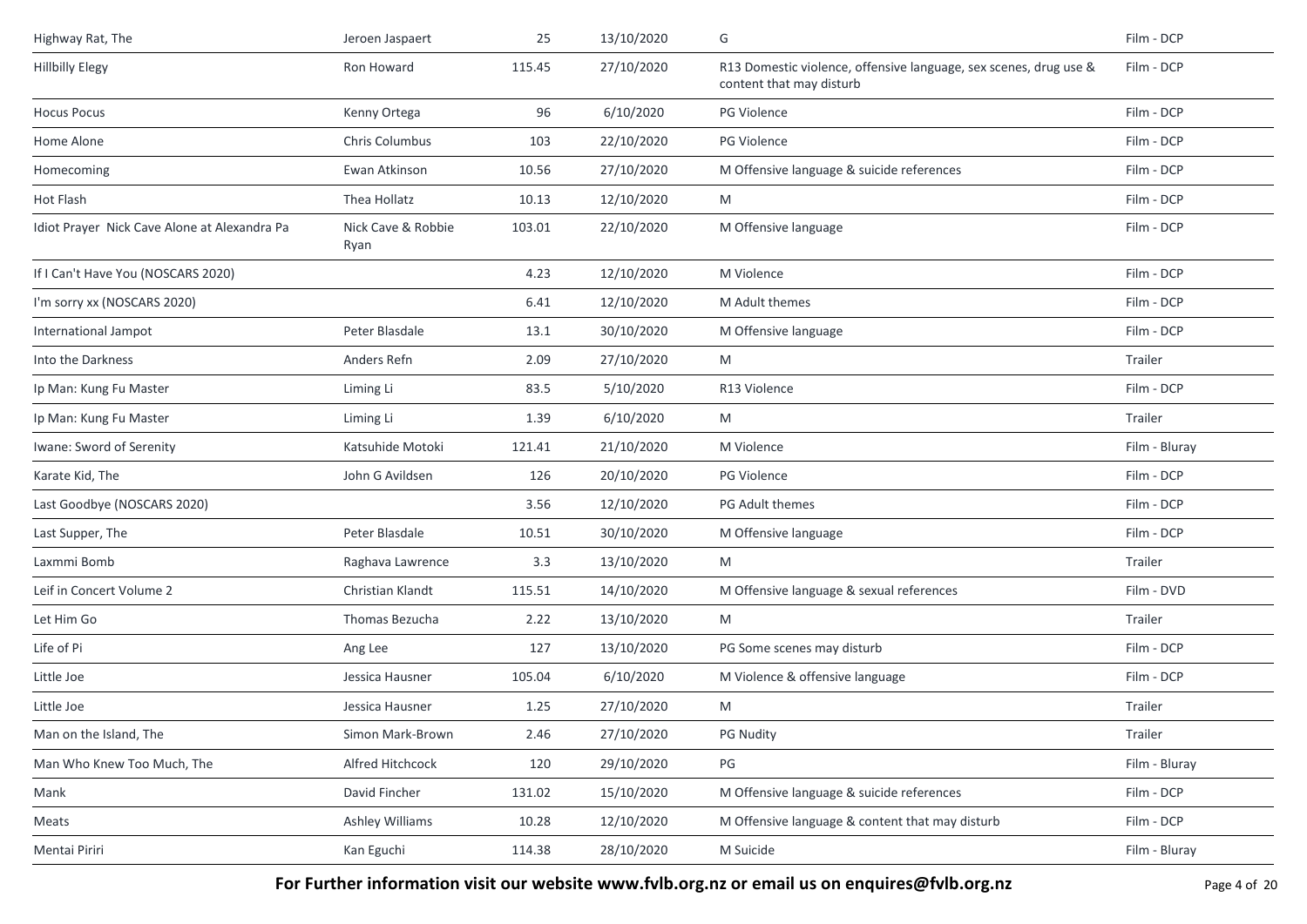| | | | | | |
|---|---|---|---|---|---|
| Highway Rat, The | Jeroen Jaspaert | 25 | 13/10/2020 | G | Film - DCP |
| Hillbilly Elegy | Ron Howard | 115.45 | 27/10/2020 | R13 Domestic violence, offensive language, sex scenes, drug use & content that may disturb | Film - DCP |
| Hocus Pocus | Kenny Ortega | 96 | 6/10/2020 | PG Violence | Film - DCP |
| Home Alone | Chris Columbus | 103 | 22/10/2020 | PG Violence | Film - DCP |
| Homecoming | Ewan Atkinson | 10.56 | 27/10/2020 | M Offensive language & suicide references | Film - DCP |
| Hot Flash | Thea Hollatz | 10.13 | 12/10/2020 | M | Film - DCP |
| Idiot Prayer Nick Cave Alone at Alexandra Pa | Nick Cave & Robbie Ryan | 103.01 | 22/10/2020 | M Offensive language | Film - DCP |
| If I Can't Have You (NOSCARS 2020) | | 4.23 | 12/10/2020 | M Violence | Film - DCP |
| I'm sorry xx (NOSCARS 2020) | | 6.41 | 12/10/2020 | M Adult themes | Film - DCP |
| International Jampot | Peter Blasdale | 13.1 | 30/10/2020 | M Offensive language | Film - DCP |
| Into the Darkness | Anders Refn | 2.09 | 27/10/2020 | M | Trailer |
| Ip Man: Kung Fu Master | Liming Li | 83.5 | 5/10/2020 | R13 Violence | Film - DCP |
| Ip Man: Kung Fu Master | Liming Li | 1.39 | 6/10/2020 | M | Trailer |
| Iwane: Sword of Serenity | Katsuhide Motoki | 121.41 | 21/10/2020 | M Violence | Film - Bluray |
| Karate Kid, The | John G Avildsen | 126 | 20/10/2020 | PG Violence | Film - DCP |
| Last Goodbye (NOSCARS 2020) | | 3.56 | 12/10/2020 | PG Adult themes | Film - DCP |
| Last Supper, The | Peter Blasdale | 10.51 | 30/10/2020 | M Offensive language | Film - DCP |
| Laxmmi Bomb | Raghava Lawrence | 3.3 | 13/10/2020 | M | Trailer |
| Leif in Concert Volume 2 | Christian Klandt | 115.51 | 14/10/2020 | M Offensive language & sexual references | Film - DVD |
| Let Him Go | Thomas Bezucha | 2.22 | 13/10/2020 | M | Trailer |
| Life of Pi | Ang Lee | 127 | 13/10/2020 | PG Some scenes may disturb | Film - DCP |
| Little Joe | Jessica Hausner | 105.04 | 6/10/2020 | M Violence & offensive language | Film - DCP |
| Little Joe | Jessica Hausner | 1.25 | 27/10/2020 | M | Trailer |
| Man on the Island, The | Simon Mark-Brown | 2.46 | 27/10/2020 | PG Nudity | Trailer |
| Man Who Knew Too Much, The | Alfred Hitchcock | 120 | 29/10/2020 | PG | Film - Bluray |
| Mank | David Fincher | 131.02 | 15/10/2020 | M Offensive language & suicide references | Film - DCP |
| Meats | Ashley Williams | 10.28 | 12/10/2020 | M Offensive language & content that may disturb | Film - DCP |
| Mentai Piriri | Kan Eguchi | 114.38 | 28/10/2020 | M Suicide | Film - Bluray |

**For Further information visit our website www.fvlb.org.nz or email us on enquires@fvlb.org.nz**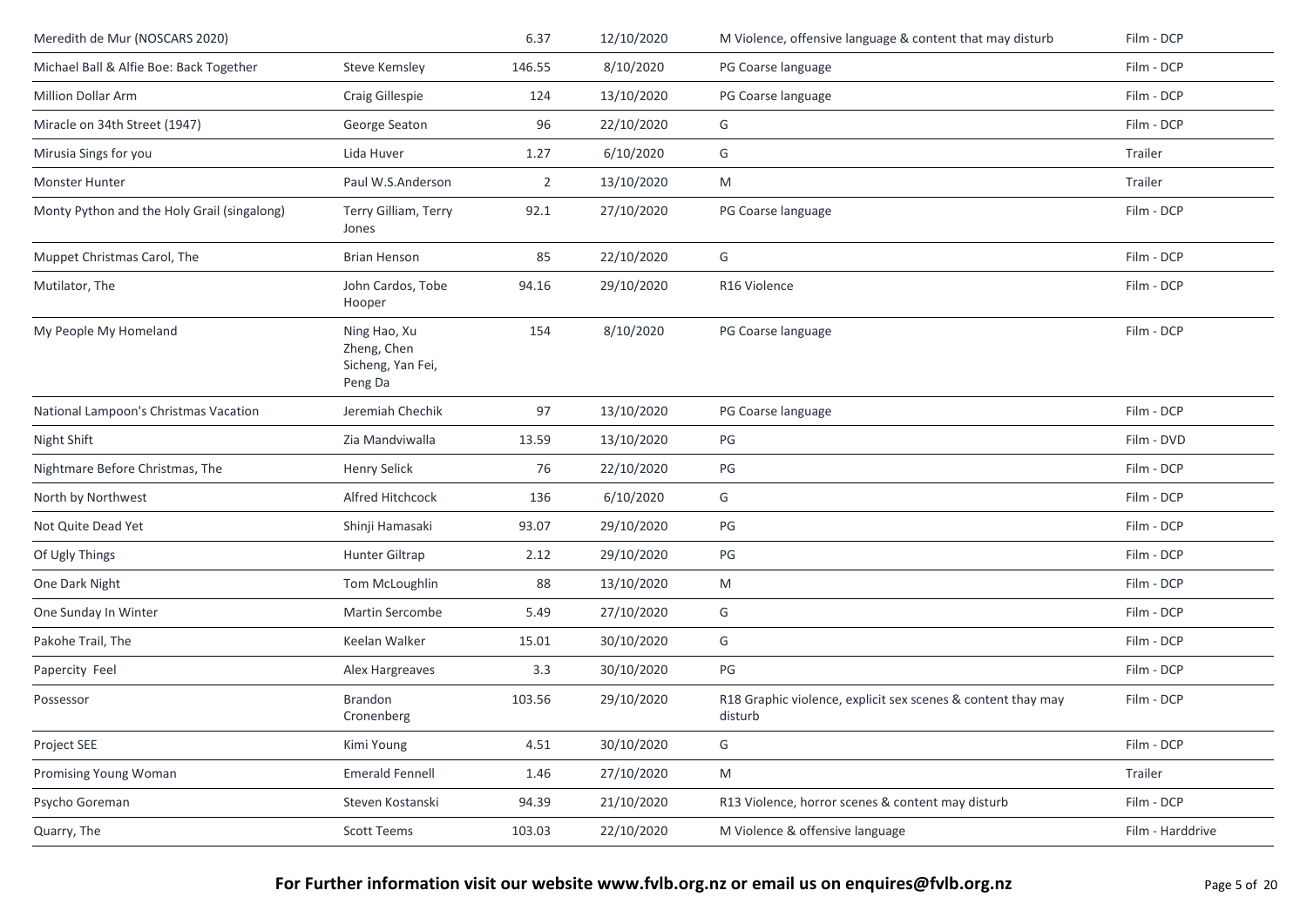| | | | | | |
|---|---|---|---|---|---|
| Meredith de Mur (NOSCARS 2020) | | 6.37 | 12/10/2020 | M Violence, offensive language & content that may disturb | Film - DCP |
| Michael Ball & Alfie Boe: Back Together | Steve Kemsley | 146.55 | 8/10/2020 | PG Coarse language | Film - DCP |
| Million Dollar Arm | Craig Gillespie | 124 | 13/10/2020 | PG Coarse language | Film - DCP |
| Miracle on 34th Street (1947) | George Seaton | 96 | 22/10/2020 | G | Film - DCP |
| Mirusia Sings for you | Lida Huver | 1.27 | 6/10/2020 | G | Trailer |
| Monster Hunter | Paul W.S.Anderson | 2 | 13/10/2020 | M | Trailer |
| Monty Python and the Holy Grail (singalong) | Terry Gilliam, Terry Jones | 92.1 | 27/10/2020 | PG Coarse language | Film - DCP |
| Muppet Christmas Carol, The | Brian Henson | 85 | 22/10/2020 | G | Film - DCP |
| Mutilator, The | John Cardos, Tobe Hooper | 94.16 | 29/10/2020 | R16 Violence | Film - DCP |
| My People My Homeland | Ning Hao, Xu Zheng, Chen Sicheng, Yan Fei, Peng Da | 154 | 8/10/2020 | PG Coarse language | Film - DCP |
| National Lampoon's Christmas Vacation | Jeremiah Chechik | 97 | 13/10/2020 | PG Coarse language | Film - DCP |
| Night Shift | Zia Mandviwalla | 13.59 | 13/10/2020 | PG | Film - DVD |
| Nightmare Before Christmas, The | Henry Selick | 76 | 22/10/2020 | PG | Film - DCP |
| North by Northwest | Alfred Hitchcock | 136 | 6/10/2020 | G | Film - DCP |
| Not Quite Dead Yet | Shinji Hamasaki | 93.07 | 29/10/2020 | PG | Film - DCP |
| Of Ugly Things | Hunter Giltrap | 2.12 | 29/10/2020 | PG | Film - DCP |
| One Dark Night | Tom McLoughlin | 88 | 13/10/2020 | M | Film - DCP |
| One Sunday In Winter | Martin Sercombe | 5.49 | 27/10/2020 | G | Film - DCP |
| Pakohe Trail, The | Keelan Walker | 15.01 | 30/10/2020 | G | Film - DCP |
| Papercity Feel | Alex Hargreaves | 3.3 | 30/10/2020 | PG | Film - DCP |
| Possessor | Brandon Cronenberg | 103.56 | 29/10/2020 | R18 Graphic violence, explicit sex scenes & content thay may disturb | Film - DCP |
| Project SEE | Kimi Young | 4.51 | 30/10/2020 | G | Film - DCP |
| Promising Young Woman | Emerald Fennell | 1.46 | 27/10/2020 | M | Trailer |
| Psycho Goreman | Steven Kostanski | 94.39 | 21/10/2020 | R13 Violence, horror scenes & content may disturb | Film - DCP |
| Quarry, The | Scott Teems | 103.03 | 22/10/2020 | M Violence & offensive language | Film - Harddrive |

**For Further information visit our website www.fvlb.org.nz or email us on enquires@fvlb.org.nz**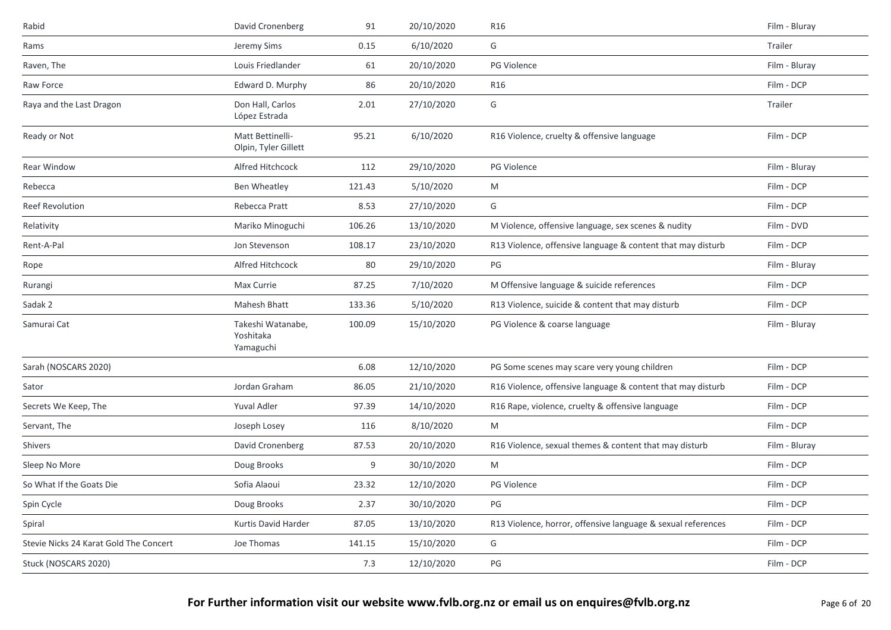| Rabid | David Cronenberg | 91 | 20/10/2020 | R16 | Film - Bluray |
|---|---|---|---|---|---|
| Rams | Jeremy Sims | 0.15 | 6/10/2020 | G | Trailer |
| Raven, The | Louis Friedlander | 61 | 20/10/2020 | PG Violence | Film - Bluray |
| Raw Force | Edward D. Murphy | 86 | 20/10/2020 | R16 | Film - DCP |
| Raya and the Last Dragon | Don Hall, Carlos López Estrada | 2.01 | 27/10/2020 | G | Trailer |
| Ready or Not | Matt Bettinelli-Olpin, Tyler Gillett | 95.21 | 6/10/2020 | R16 Violence, cruelty & offensive language | Film - DCP |
| Rear Window | Alfred Hitchcock | 112 | 29/10/2020 | PG Violence | Film - Bluray |
| Rebecca | Ben Wheatley | 121.43 | 5/10/2020 | M | Film - DCP |
| Reef Revolution | Rebecca Pratt | 8.53 | 27/10/2020 | G | Film - DCP |
| Relativity | Mariko Minoguchi | 106.26 | 13/10/2020 | M Violence, offensive language, sex scenes & nudity | Film - DVD |
| Rent-A-Pal | Jon Stevenson | 108.17 | 23/10/2020 | R13 Violence, offensive language & content that may disturb | Film - DCP |
| Rope | Alfred Hitchcock | 80 | 29/10/2020 | PG | Film - Bluray |
| Rurangi | Max Currie | 87.25 | 7/10/2020 | M Offensive language & suicide references | Film - DCP |
| Sadak 2 | Mahesh Bhatt | 133.36 | 5/10/2020 | R13 Violence, suicide & content that may disturb | Film - DCP |
| Samurai Cat | Takeshi Watanabe, Yoshitaka Yamaguchi | 100.09 | 15/10/2020 | PG Violence & coarse language | Film - Bluray |
| Sarah (NOSCARS 2020) | | 6.08 | 12/10/2020 | PG Some scenes may scare very young children | Film - DCP |
| Sator | Jordan Graham | 86.05 | 21/10/2020 | R16 Violence, offensive language & content that may disturb | Film - DCP |
| Secrets We Keep, The | Yuval Adler | 97.39 | 14/10/2020 | R16 Rape, violence, cruelty & offensive language | Film - DCP |
| Servant, The | Joseph Losey | 116 | 8/10/2020 | M | Film - DCP |
| Shivers | David Cronenberg | 87.53 | 20/10/2020 | R16 Violence, sexual themes & content that may disturb | Film - Bluray |
| Sleep No More | Doug Brooks | 9 | 30/10/2020 | M | Film - DCP |
| So What If the Goats Die | Sofia Alaoui | 23.32 | 12/10/2020 | PG Violence | Film - DCP |
| Spin Cycle | Doug Brooks | 2.37 | 30/10/2020 | PG | Film - DCP |
| Spiral | Kurtis David Harder | 87.05 | 13/10/2020 | R13 Violence, horror, offensive language & sexual references | Film - DCP |
| Stevie Nicks 24 Karat Gold The Concert | Joe Thomas | 141.15 | 15/10/2020 | G | Film - DCP |
| Stuck (NOSCARS 2020) | | 7.3 | 12/10/2020 | PG | Film - DCP |

**For Further information visit our website www.fvlb.org.nz or email us on enquires@fvlb.org.nz**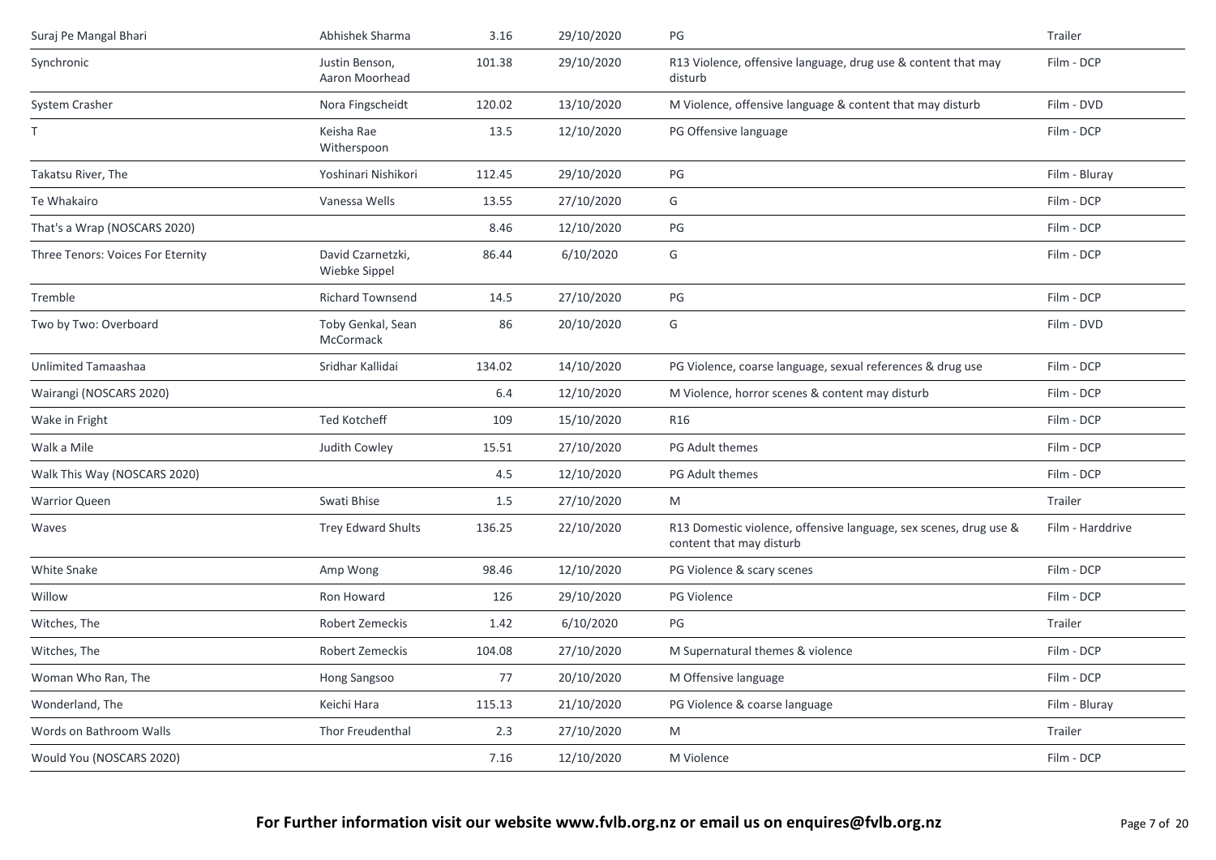| | | | | | |
|---|---|---|---|---|---|
| Suraj Pe Mangal Bhari | Abhishek Sharma | 3.16 | 29/10/2020 | PG | Trailer |
| Synchronic | Justin Benson, Aaron Moorhead | 101.38 | 29/10/2020 | R13 Violence, offensive language, drug use & content that may disturb | Film - DCP |
| System Crasher | Nora Fingscheidt | 120.02 | 13/10/2020 | M Violence, offensive language & content that may disturb | Film - DVD |
| T | Keisha Rae Witherspoon | 13.5 | 12/10/2020 | PG Offensive language | Film - DCP |
| Takatsu River, The | Yoshinari Nishikori | 112.45 | 29/10/2020 | PG | Film - Bluray |
| Te Whakairo | Vanessa Wells | 13.55 | 27/10/2020 | G | Film - DCP |
| That's a Wrap (NOSCARS 2020) | | 8.46 | 12/10/2020 | PG | Film - DCP |
| Three Tenors: Voices For Eternity | David Czarnetzki, Wiebke Sippel | 86.44 | 6/10/2020 | G | Film - DCP |
| Tremble | Richard Townsend | 14.5 | 27/10/2020 | PG | Film - DCP |
| Two by Two: Overboard | Toby Genkal, Sean McCormack | 86 | 20/10/2020 | G | Film - DVD |
| Unlimited Tamaashaa | Sridhar Kallidai | 134.02 | 14/10/2020 | PG Violence, coarse language, sexual references & drug use | Film - DCP |
| Wairangi (NOSCARS 2020) | | 6.4 | 12/10/2020 | M Violence, horror scenes & content may disturb | Film - DCP |
| Wake in Fright | Ted Kotcheff | 109 | 15/10/2020 | R16 | Film - DCP |
| Walk a Mile | Judith Cowley | 15.51 | 27/10/2020 | PG Adult themes | Film - DCP |
| Walk This Way (NOSCARS 2020) | | 4.5 | 12/10/2020 | PG Adult themes | Film - DCP |
| Warrior Queen | Swati Bhise | 1.5 | 27/10/2020 | M | Trailer |
| Waves | Trey Edward Shults | 136.25 | 22/10/2020 | R13 Domestic violence, offensive language, sex scenes, drug use & content that may disturb | Film - Harddrive |
| White Snake | Amp Wong | 98.46 | 12/10/2020 | PG Violence & scary scenes | Film - DCP |
| Willow | Ron Howard | 126 | 29/10/2020 | PG Violence | Film - DCP |
| Witches, The | Robert Zemeckis | 1.42 | 6/10/2020 | PG | Trailer |
| Witches, The | Robert Zemeckis | 104.08 | 27/10/2020 | M Supernatural themes & violence | Film - DCP |
| Woman Who Ran, The | Hong Sangsoo | 77 | 20/10/2020 | M Offensive language | Film - DCP |
| Wonderland, The | Keichi Hara | 115.13 | 21/10/2020 | PG Violence & coarse language | Film - Bluray |
| Words on Bathroom Walls | Thor Freudenthal | 2.3 | 27/10/2020 | M | Trailer |
| Would You (NOSCARS 2020) | | 7.16 | 12/10/2020 | M Violence | Film - DCP |

**For Further information visit our website www.fvlb.org.nz or email us on enquires@fvlb.org.nz**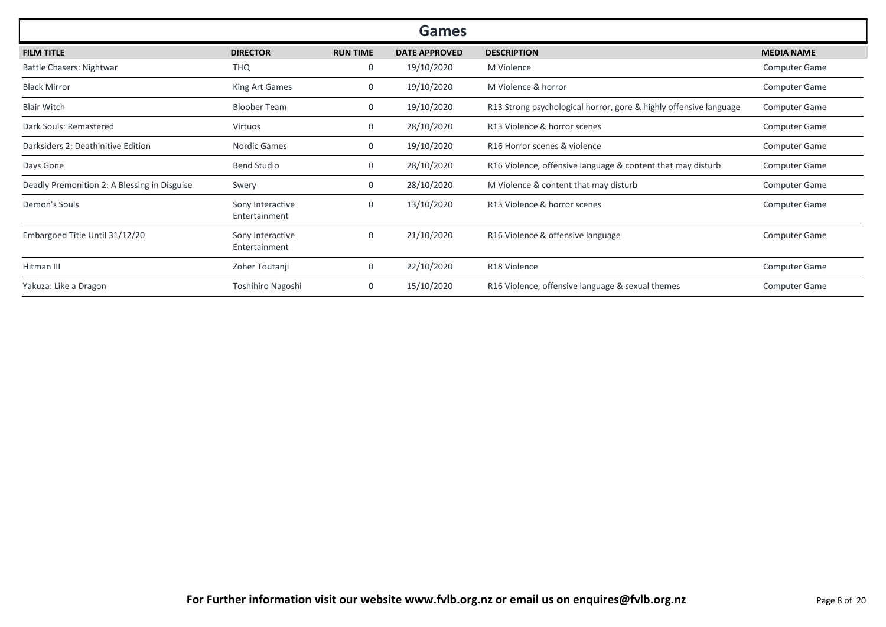## Games

| FILM TITLE | DIRECTOR | RUN TIME | DATE APPROVED | DESCRIPTION | MEDIA NAME |
|---|---|---|---|---|---|
| Battle Chasers: Nightwar | THQ | 0 | 19/10/2020 | M Violence | Computer Game |
| Black Mirror | King Art Games | 0 | 19/10/2020 | M Violence & horror | Computer Game |
| Blair Witch | Bloober Team | 0 | 19/10/2020 | R13 Strong psychological horror, gore & highly offensive language | Computer Game |
| Dark Souls: Remastered | Virtuos | 0 | 28/10/2020 | R13 Violence & horror scenes | Computer Game |
| Darksiders 2: Deathinitive Edition | Nordic Games | 0 | 19/10/2020 | R16 Horror scenes & violence | Computer Game |
| Days Gone | Bend Studio | 0 | 28/10/2020 | R16 Violence, offensive language & content that may disturb | Computer Game |
| Deadly Premonition 2: A Blessing in Disguise | Swery | 0 | 28/10/2020 | M Violence & content that may disturb | Computer Game |
| Demon's Souls | Sony Interactive Entertainment | 0 | 13/10/2020 | R13 Violence & horror scenes | Computer Game |
| Embargoed Title Until 31/12/20 | Sony Interactive Entertainment | 0 | 21/10/2020 | R16 Violence & offensive language | Computer Game |
| Hitman III | Zoher Toutanji | 0 | 22/10/2020 | R18 Violence | Computer Game |
| Yakuza: Like a Dragon | Toshihiro Nagoshi | 0 | 15/10/2020 | R16 Violence, offensive language & sexual themes | Computer Game |

**For Further information visit our website www.fvlb.org.nz or email us on enquires@fvlb.org.nz**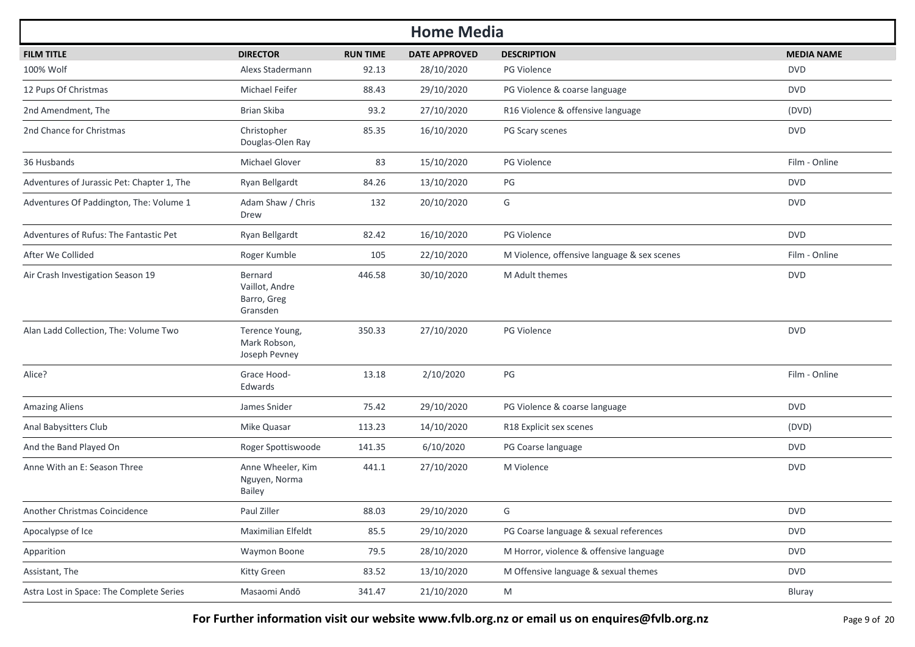# Home Media

| FILM TITLE | DIRECTOR | RUN TIME | DATE APPROVED | DESCRIPTION | MEDIA NAME |
|---|---|---|---|---|---|
| 100% Wolf | Alexs Stadermann | 92.13 | 28/10/2020 | PG Violence | DVD |
| 12 Pups Of Christmas | Michael Feifer | 88.43 | 29/10/2020 | PG Violence & coarse language | DVD |
| 2nd Amendment, The | Brian Skiba | 93.2 | 27/10/2020 | R16 Violence & offensive language | (DVD) |
| 2nd Chance for Christmas | Christopher Douglas-Olen Ray | 85.35 | 16/10/2020 | PG Scary scenes | DVD |
| 36 Husbands | Michael Glover | 83 | 15/10/2020 | PG Violence | Film - Online |
| Adventures of Jurassic Pet: Chapter 1, The | Ryan Bellgardt | 84.26 | 13/10/2020 | PG | DVD |
| Adventures Of Paddington, The: Volume 1 | Adam Shaw / Chris Drew | 132 | 20/10/2020 | G | DVD |
| Adventures of Rufus: The Fantastic Pet | Ryan Bellgardt | 82.42 | 16/10/2020 | PG Violence | DVD |
| After We Collided | Roger Kumble | 105 | 22/10/2020 | M Violence, offensive language & sex scenes | Film - Online |
| Air Crash Investigation Season 19 | Bernard Vaillot, Andre Barro, Greg Gransden | 446.58 | 30/10/2020 | M Adult themes | DVD |
| Alan Ladd Collection, The: Volume Two | Terence Young, Mark Robson, Joseph Pevney | 350.33 | 27/10/2020 | PG Violence | DVD |
| Alice? | Grace Hood-Edwards | 13.18 | 2/10/2020 | PG | Film - Online |
| Amazing Aliens | James Snider | 75.42 | 29/10/2020 | PG Violence & coarse language | DVD |
| Anal Babysitters Club | Mike Quasar | 113.23 | 14/10/2020 | R18 Explicit sex scenes | (DVD) |
| And the Band Played On | Roger Spottiswoode | 141.35 | 6/10/2020 | PG Coarse language | DVD |
| Anne With an E: Season Three | Anne Wheeler, Kim Nguyen, Norma Bailey | 441.1 | 27/10/2020 | M Violence | DVD |
| Another Christmas Coincidence | Paul Ziller | 88.03 | 29/10/2020 | G | DVD |
| Apocalypse of Ice | Maximilian Elfeldt | 85.5 | 29/10/2020 | PG Coarse language & sexual references | DVD |
| Apparition | Waymon Boone | 79.5 | 28/10/2020 | M Horror, violence & offensive language | DVD |
| Assistant, The | Kitty Green | 83.52 | 13/10/2020 | M Offensive language & sexual themes | DVD |
| Astra Lost in Space: The Complete Series | Masaomi Andō | 341.47 | 21/10/2020 | M | Bluray |

**For Further information visit our website www.fvlb.org.nz or email us on enquires@fvlb.org.nz**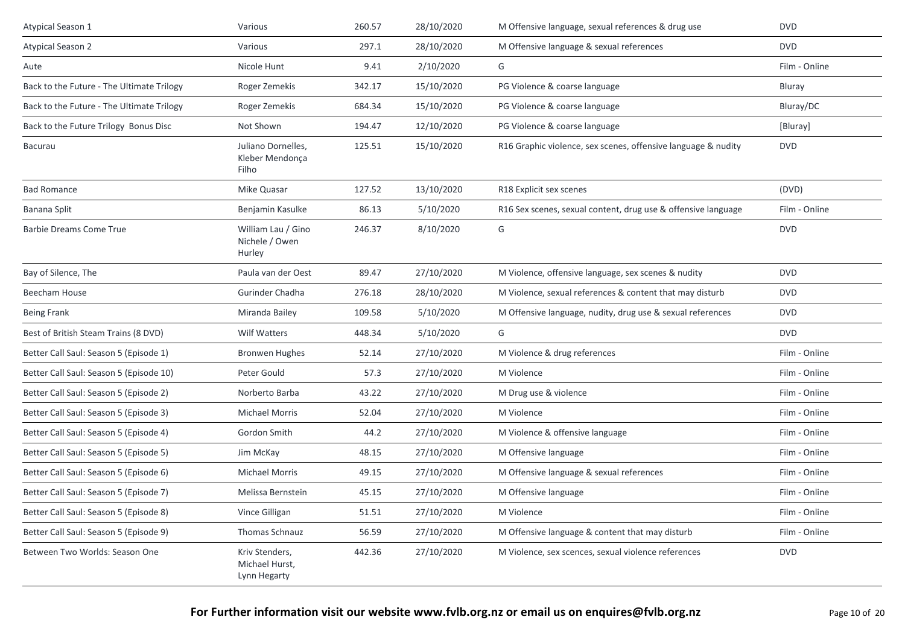| | | | | | |
|---|---|---|---|---|---|
| Atypical Season 1 | Various | 260.57 | 28/10/2020 | M Offensive language, sexual references & drug use | DVD |
| Atypical Season 2 | Various | 297.1 | 28/10/2020 | M Offensive language & sexual references | DVD |
| Aute | Nicole Hunt | 9.41 | 2/10/2020 | G | Film - Online |
| Back to the Future - The Ultimate Trilogy | Roger Zemekis | 342.17 | 15/10/2020 | PG Violence & coarse language | Bluray |
| Back to the Future - The Ultimate Trilogy | Roger Zemekis | 684.34 | 15/10/2020 | PG Violence & coarse language | Bluray/DC |
| Back to the Future Trilogy Bonus Disc | Not Shown | 194.47 | 12/10/2020 | PG Violence & coarse language | [Bluray] |
| Bacurau | Juliano Dornelles, Kleber Mendonça Filho | 125.51 | 15/10/2020 | R16 Graphic violence, sex scenes, offensive language & nudity | DVD |
| Bad Romance | Mike Quasar | 127.52 | 13/10/2020 | R18 Explicit sex scenes | (DVD) |
| Banana Split | Benjamin Kasulke | 86.13 | 5/10/2020 | R16 Sex scenes, sexual content, drug use & offensive language | Film - Online |
| Barbie Dreams Come True | William Lau / Gino Nichele / Owen Hurley | 246.37 | 8/10/2020 | G | DVD |
| Bay of Silence, The | Paula van der Oest | 89.47 | 27/10/2020 | M Violence, offensive language, sex scenes & nudity | DVD |
| Beecham House | Gurinder Chadha | 276.18 | 28/10/2020 | M Violence, sexual references & content that may disturb | DVD |
| Being Frank | Miranda Bailey | 109.58 | 5/10/2020 | M Offensive language, nudity, drug use & sexual references | DVD |
| Best of British Steam Trains (8 DVD) | Wilf Watters | 448.34 | 5/10/2020 | G | DVD |
| Better Call Saul: Season 5 (Episode 1) | Bronwen Hughes | 52.14 | 27/10/2020 | M Violence & drug references | Film - Online |
| Better Call Saul: Season 5 (Episode 10) | Peter Gould | 57.3 | 27/10/2020 | M Violence | Film - Online |
| Better Call Saul: Season 5 (Episode 2) | Norberto Barba | 43.22 | 27/10/2020 | M Drug use & violence | Film - Online |
| Better Call Saul: Season 5 (Episode 3) | Michael Morris | 52.04 | 27/10/2020 | M Violence | Film - Online |
| Better Call Saul: Season 5 (Episode 4) | Gordon Smith | 44.2 | 27/10/2020 | M Violence & offensive language | Film - Online |
| Better Call Saul: Season 5 (Episode 5) | Jim McKay | 48.15 | 27/10/2020 | M Offensive language | Film - Online |
| Better Call Saul: Season 5 (Episode 6) | Michael Morris | 49.15 | 27/10/2020 | M Offensive language & sexual references | Film - Online |
| Better Call Saul: Season 5 (Episode 7) | Melissa Bernstein | 45.15 | 27/10/2020 | M Offensive language | Film - Online |
| Better Call Saul: Season 5 (Episode 8) | Vince Gilligan | 51.51 | 27/10/2020 | M Violence | Film - Online |
| Better Call Saul: Season 5 (Episode 9) | Thomas Schnauz | 56.59 | 27/10/2020 | M Offensive language & content that may disturb | Film - Online |
| Between Two Worlds: Season One | Kriv Stenders, Michael Hurst, Lynn Hegarty | 442.36 | 27/10/2020 | M Violence, sex scences, sexual violence references | DVD |

**For Further information visit our website www.fvlb.org.nz or email us on enquires@fvlb.org.nz**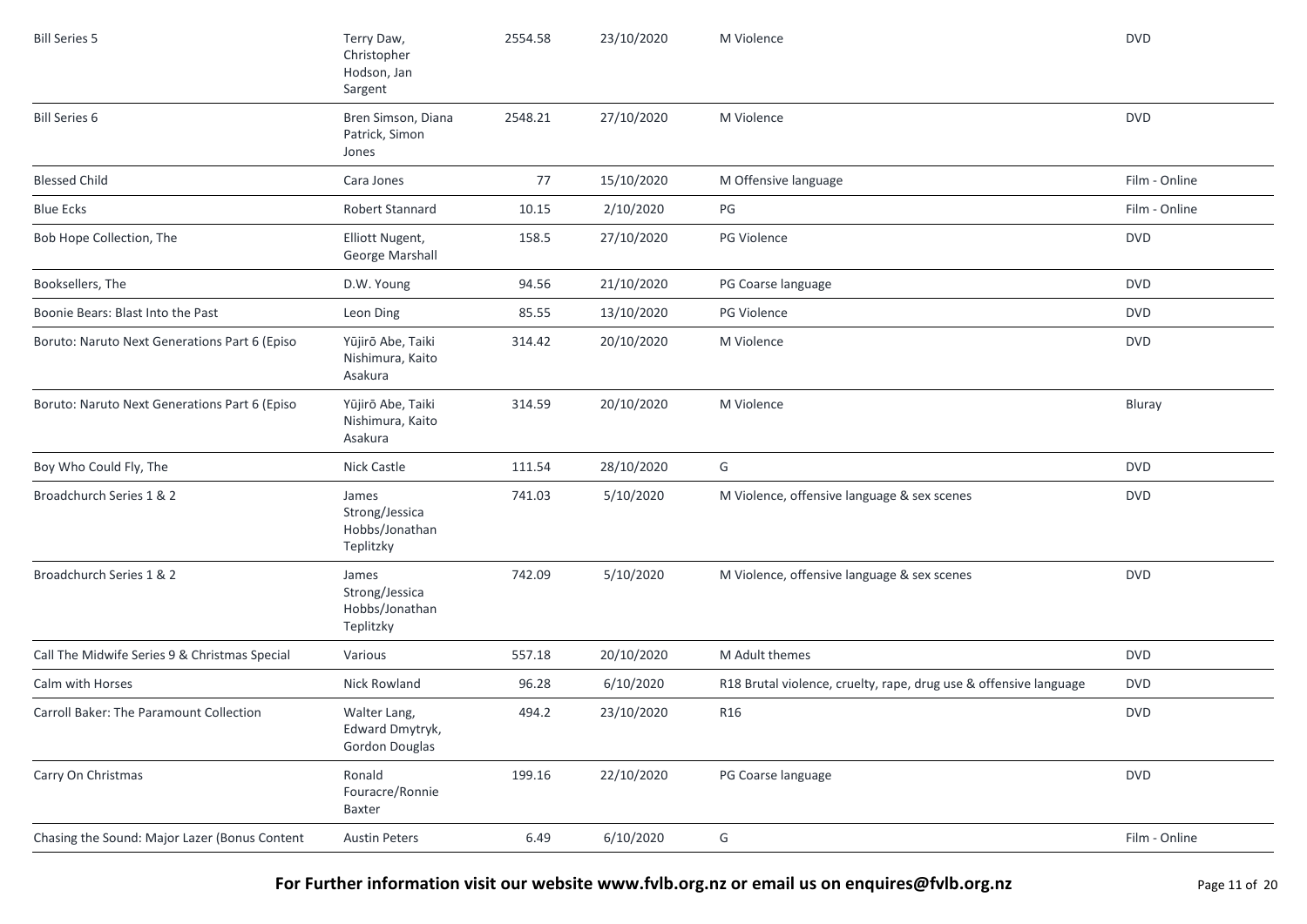| | | | | | |
|---|---|---|---|---|---|
| Bill Series 5 | Terry Daw, Christopher Hodson, Jan Sargent | 2554.58 | 23/10/2020 | M Violence | DVD |
| Bill Series 6 | Bren Simson, Diana Patrick, Simon Jones | 2548.21 | 27/10/2020 | M Violence | DVD |
| Blessed Child | Cara Jones | 77 | 15/10/2020 | M Offensive language | Film - Online |
| Blue Ecks | Robert Stannard | 10.15 | 2/10/2020 | PG | Film - Online |
| Bob Hope Collection, The | Elliott Nugent, George Marshall | 158.5 | 27/10/2020 | PG Violence | DVD |
| Booksellers, The | D.W. Young | 94.56 | 21/10/2020 | PG Coarse language | DVD |
| Boonie Bears: Blast Into the Past | Leon Ding | 85.55 | 13/10/2020 | PG Violence | DVD |
| Boruto: Naruto Next Generations Part 6 (Episo | Yūjirō Abe, Taiki Nishimura, Kaito Asakura | 314.42 | 20/10/2020 | M Violence | DVD |
| Boruto: Naruto Next Generations Part 6 (Episo | Yūjirō Abe, Taiki Nishimura, Kaito Asakura | 314.59 | 20/10/2020 | M Violence | Bluray |
| Boy Who Could Fly, The | Nick Castle | 111.54 | 28/10/2020 | G | DVD |
| Broadchurch Series 1 & 2 | James Strong/Jessica Hobbs/Jonathan Teplitzky | 741.03 | 5/10/2020 | M Violence, offensive language & sex scenes | DVD |
| Broadchurch Series 1 & 2 | James Strong/Jessica Hobbs/Jonathan Teplitzky | 742.09 | 5/10/2020 | M Violence, offensive language & sex scenes | DVD |
| Call The Midwife Series 9 & Christmas Special | Various | 557.18 | 20/10/2020 | M Adult themes | DVD |
| Calm with Horses | Nick Rowland | 96.28 | 6/10/2020 | R18 Brutal violence, cruelty, rape, drug use & offensive language | DVD |
| Carroll Baker: The Paramount Collection | Walter Lang, Edward Dmytryk, Gordon Douglas | 494.2 | 23/10/2020 | R16 | DVD |
| Carry On Christmas | Ronald Fouracre/Ronnie Baxter | 199.16 | 22/10/2020 | PG Coarse language | DVD |
| Chasing the Sound: Major Lazer (Bonus Content | Austin Peters | 6.49 | 6/10/2020 | G | Film - Online |

**For Further information visit our website www.fvlb.org.nz or email us on enquires@fvlb.org.nz**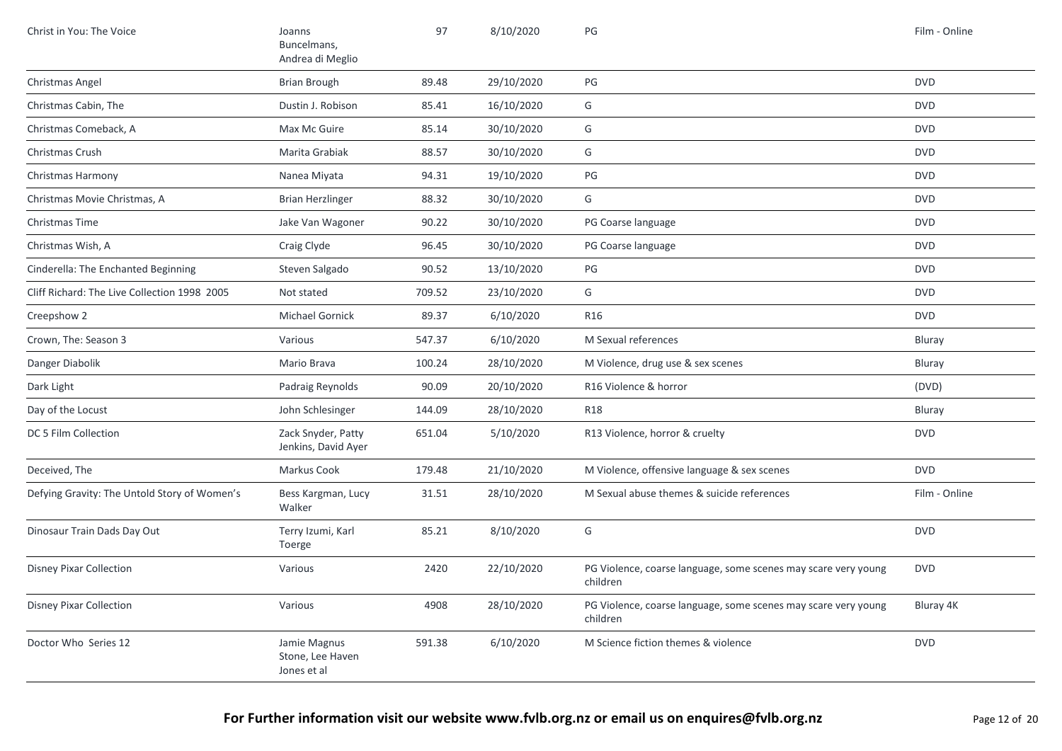| | | | | | |
|---|---|---|---|---|---|
| Christ in You: The Voice | Joanns Buncelmans, Andrea di Meglio | 97 | 8/10/2020 | PG | Film - Online |
| Christmas Angel | Brian Brough | 89.48 | 29/10/2020 | PG | DVD |
| Christmas Cabin, The | Dustin J. Robison | 85.41 | 16/10/2020 | G | DVD |
| Christmas Comeback, A | Max Mc Guire | 85.14 | 30/10/2020 | G | DVD |
| Christmas Crush | Marita Grabiak | 88.57 | 30/10/2020 | G | DVD |
| Christmas Harmony | Nanea Miyata | 94.31 | 19/10/2020 | PG | DVD |
| Christmas Movie Christmas, A | Brian Herzlinger | 88.32 | 30/10/2020 | G | DVD |
| Christmas Time | Jake Van Wagoner | 90.22 | 30/10/2020 | PG Coarse language | DVD |
| Christmas Wish, A | Craig Clyde | 96.45 | 30/10/2020 | PG Coarse language | DVD |
| Cinderella: The Enchanted Beginning | Steven Salgado | 90.52 | 13/10/2020 | PG | DVD |
| Cliff Richard: The Live Collection 1998 2005 | Not stated | 709.52 | 23/10/2020 | G | DVD |
| Creepshow 2 | Michael Gornick | 89.37 | 6/10/2020 | R16 | DVD |
| Crown, The: Season 3 | Various | 547.37 | 6/10/2020 | M Sexual references | Bluray |
| Danger Diabolik | Mario Brava | 100.24 | 28/10/2020 | M Violence, drug use & sex scenes | Bluray |
| Dark Light | Padraig Reynolds | 90.09 | 20/10/2020 | R16 Violence & horror | (DVD) |
| Day of the Locust | John Schlesinger | 144.09 | 28/10/2020 | R18 | Bluray |
| DC 5 Film Collection | Zack Snyder, Patty Jenkins, David Ayer | 651.04 | 5/10/2020 | R13 Violence, horror & cruelty | DVD |
| Deceived, The | Markus Cook | 179.48 | 21/10/2020 | M Violence, offensive language & sex scenes | DVD |
| Defying Gravity: The Untold Story of Women's | Bess Kargman, Lucy Walker | 31.51 | 28/10/2020 | M Sexual abuse themes & suicide references | Film - Online |
| Dinosaur Train Dads Day Out | Terry Izumi, Karl Toerge | 85.21 | 8/10/2020 | G | DVD |
| Disney Pixar Collection | Various | 2420 | 22/10/2020 | PG Violence, coarse language, some scenes may scare very young children | DVD |
| Disney Pixar Collection | Various | 4908 | 28/10/2020 | PG Violence, coarse language, some scenes may scare very young children | Bluray 4K |
| Doctor Who Series 12 | Jamie Magnus Stone, Lee Haven Jones et al | 591.38 | 6/10/2020 | M Science fiction themes & violence | DVD |

**For Further information visit our website www.fvlb.org.nz or email us on enquires@fvlb.org.nz**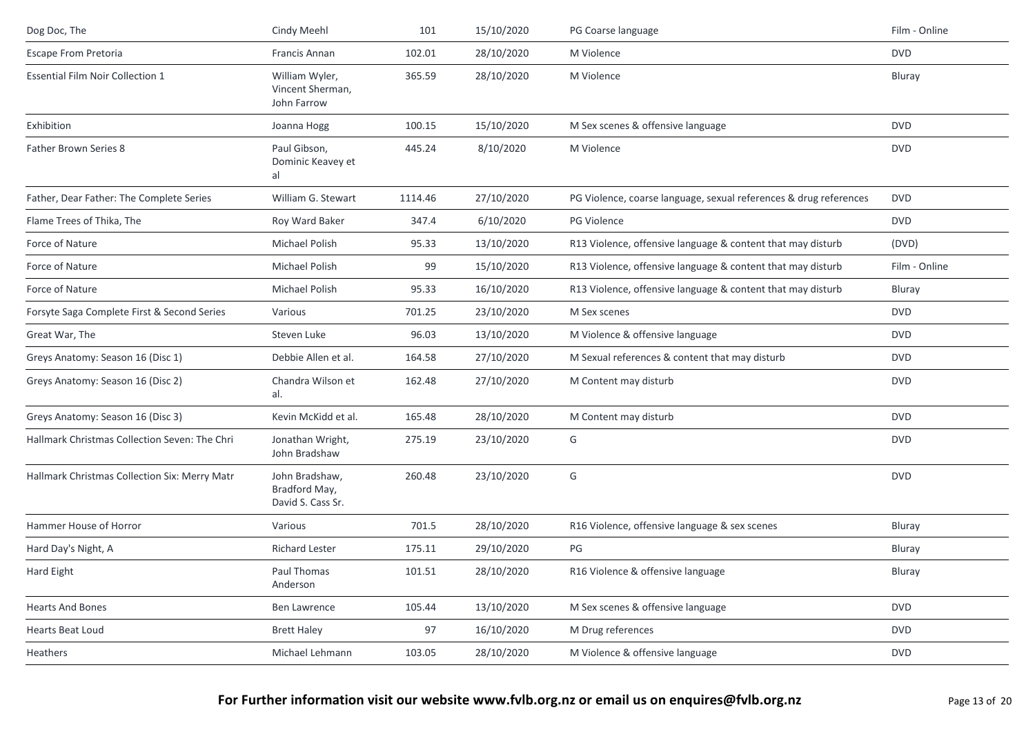| | | | | | |
|---|---|---|---|---|---|
| Dog Doc, The | Cindy Meehl | 101 | 15/10/2020 | PG Coarse language | Film - Online |
| Escape From Pretoria | Francis Annan | 102.01 | 28/10/2020 | M Violence | DVD |
| Essential Film Noir Collection 1 | William Wyler, Vincent Sherman, John Farrow | 365.59 | 28/10/2020 | M Violence | Bluray |
| Exhibition | Joanna Hogg | 100.15 | 15/10/2020 | M Sex scenes & offensive language | DVD |
| Father Brown Series 8 | Paul Gibson, Dominic Keavey et al | 445.24 | 8/10/2020 | M Violence | DVD |
| Father, Dear Father: The Complete Series | William G. Stewart | 1114.46 | 27/10/2020 | PG Violence, coarse language, sexual references & drug references | DVD |
| Flame Trees of Thika, The | Roy Ward Baker | 347.4 | 6/10/2020 | PG Violence | DVD |
| Force of Nature | Michael Polish | 95.33 | 13/10/2020 | R13 Violence, offensive language & content that may disturb | (DVD) |
| Force of Nature | Michael Polish | 99 | 15/10/2020 | R13 Violence, offensive language & content that may disturb | Film - Online |
| Force of Nature | Michael Polish | 95.33 | 16/10/2020 | R13 Violence, offensive language & content that may disturb | Bluray |
| Forsyte Saga Complete First & Second Series | Various | 701.25 | 23/10/2020 | M Sex scenes | DVD |
| Great War, The | Steven Luke | 96.03 | 13/10/2020 | M Violence & offensive language | DVD |
| Greys Anatomy: Season 16 (Disc 1) | Debbie Allen et al. | 164.58 | 27/10/2020 | M Sexual references & content that may disturb | DVD |
| Greys Anatomy: Season 16 (Disc 2) | Chandra Wilson et al. | 162.48 | 27/10/2020 | M Content may disturb | DVD |
| Greys Anatomy: Season 16 (Disc 3) | Kevin McKidd et al. | 165.48 | 28/10/2020 | M Content may disturb | DVD |
| Hallmark Christmas Collection Seven: The Chri | Jonathan Wright, John Bradshaw | 275.19 | 23/10/2020 | G | DVD |
| Hallmark Christmas Collection Six: Merry Matr | John Bradshaw, Bradford May, David S. Cass Sr. | 260.48 | 23/10/2020 | G | DVD |
| Hammer House of Horror | Various | 701.5 | 28/10/2020 | R16 Violence, offensive language & sex scenes | Bluray |
| Hard Day's Night, A | Richard Lester | 175.11 | 29/10/2020 | PG | Bluray |
| Hard Eight | Paul Thomas Anderson | 101.51 | 28/10/2020 | R16 Violence & offensive language | Bluray |
| Hearts And Bones | Ben Lawrence | 105.44 | 13/10/2020 | M Sex scenes & offensive language | DVD |
| Hearts Beat Loud | Brett Haley | 97 | 16/10/2020 | M Drug references | DVD |
| Heathers | Michael Lehmann | 103.05 | 28/10/2020 | M Violence & offensive language | DVD |

**For Further information visit our website www.fvlb.org.nz or email us on enquires@fvlb.org.nz**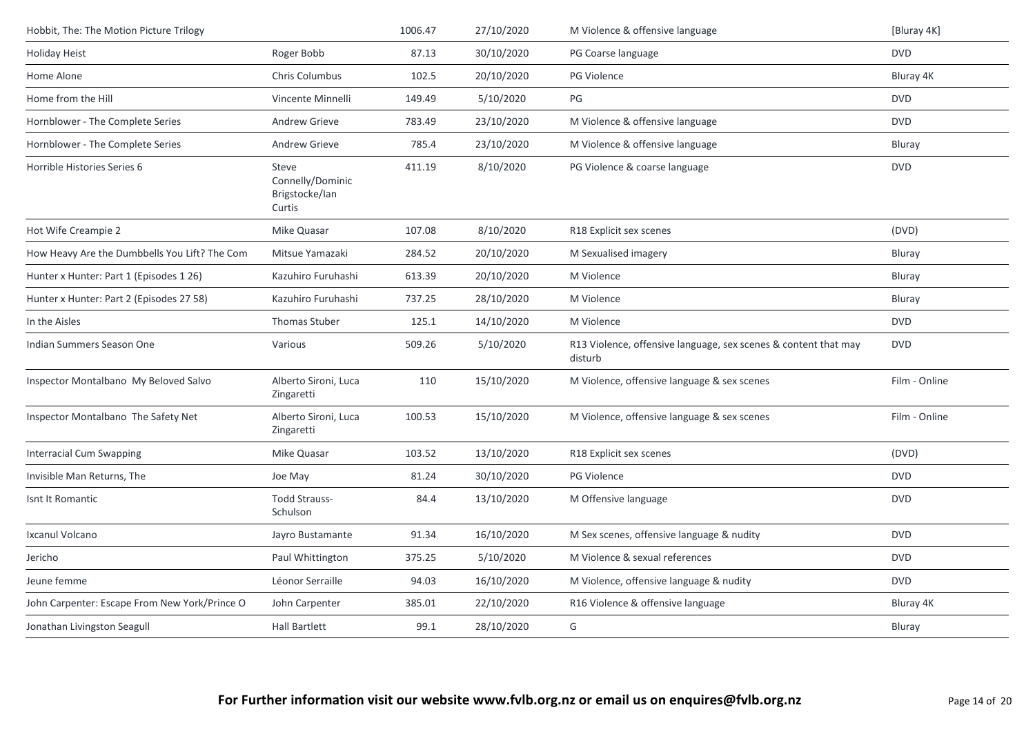| | | | | | |
|---|---|---|---|---|---|
| Hobbit, The: The Motion Picture Trilogy | | 1006.47 | 27/10/2020 | M Violence & offensive language | [Bluray 4K] |
| Holiday Heist | Roger Bobb | 87.13 | 30/10/2020 | PG Coarse language | DVD |
| Home Alone | Chris Columbus | 102.5 | 20/10/2020 | PG Violence | Bluray 4K |
| Home from the Hill | Vincente Minnelli | 149.49 | 5/10/2020 | PG | DVD |
| Hornblower - The Complete Series | Andrew Grieve | 783.49 | 23/10/2020 | M Violence & offensive language | DVD |
| Hornblower - The Complete Series | Andrew Grieve | 785.4 | 23/10/2020 | M Violence & offensive language | Bluray |
| Horrible Histories Series 6 | Steve Connelly/Dominic Brigstocke/Ian Curtis | 411.19 | 8/10/2020 | PG Violence & coarse language | DVD |
| Hot Wife Creampie 2 | Mike Quasar | 107.08 | 8/10/2020 | R18 Explicit sex scenes | (DVD) |
| How Heavy Are the Dumbbells You Lift? The Com | Mitsue Yamazaki | 284.52 | 20/10/2020 | M Sexualised imagery | Bluray |
| Hunter x Hunter: Part 1 (Episodes 1 26) | Kazuhiro Furuhashi | 613.39 | 20/10/2020 | M Violence | Bluray |
| Hunter x Hunter: Part 2 (Episodes 27 58) | Kazuhiro Furuhashi | 737.25 | 28/10/2020 | M Violence | Bluray |
| In the Aisles | Thomas Stuber | 125.1 | 14/10/2020 | M Violence | DVD |
| Indian Summers Season One | Various | 509.26 | 5/10/2020 | R13 Violence, offensive language, sex scenes & content that may disturb | DVD |
| Inspector Montalbano My Beloved Salvo | Alberto Sironi, Luca Zingaretti | 110 | 15/10/2020 | M Violence, offensive language & sex scenes | Film - Online |
| Inspector Montalbano The Safety Net | Alberto Sironi, Luca Zingaretti | 100.53 | 15/10/2020 | M Violence, offensive language & sex scenes | Film - Online |
| Interracial Cum Swapping | Mike Quasar | 103.52 | 13/10/2020 | R18 Explicit sex scenes | (DVD) |
| Invisible Man Returns, The | Joe May | 81.24 | 30/10/2020 | PG Violence | DVD |
| Isnt It Romantic | Todd Strauss-Schulson | 84.4 | 13/10/2020 | M Offensive language | DVD |
| Ixcanul Volcano | Jayro Bustamante | 91.34 | 16/10/2020 | M Sex scenes, offensive language & nudity | DVD |
| Jericho | Paul Whittington | 375.25 | 5/10/2020 | M Violence & sexual references | DVD |
| Jeune femme | Léonor Serraille | 94.03 | 16/10/2020 | M Violence, offensive language & nudity | DVD |
| John Carpenter: Escape From New York/Prince O | John Carpenter | 385.01 | 22/10/2020 | R16 Violence & offensive language | Bluray 4K |
| Jonathan Livingston Seagull | Hall Bartlett | 99.1 | 28/10/2020 | G | Bluray |

**For Further information visit our website www.fvlb.org.nz or email us on enquires@fvlb.org.nz**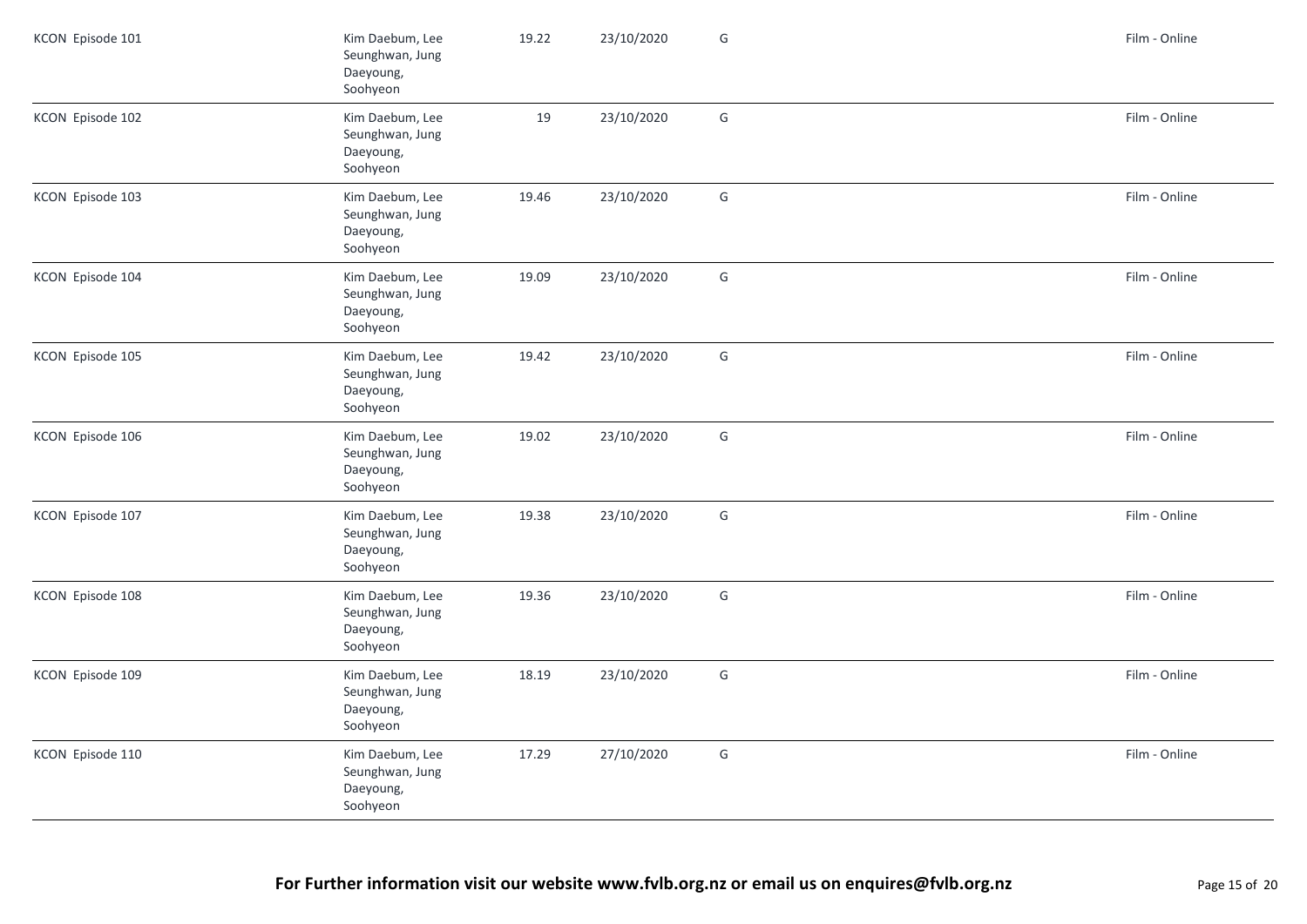| | | | | | | |
|---|---|---|---|---|---|---|
| KCON Episode 101 | Kim Daebum, Lee Seunghwan, Jung Daeyoung, Soohyeon | 19.22 | 23/10/2020 | G | | Film - Online |
| KCON Episode 102 | Kim Daebum, Lee Seunghwan, Jung Daeyoung, Soohyeon | 19 | 23/10/2020 | G | | Film - Online |
| KCON Episode 103 | Kim Daebum, Lee Seunghwan, Jung Daeyoung, Soohyeon | 19.46 | 23/10/2020 | G | | Film - Online |
| KCON Episode 104 | Kim Daebum, Lee Seunghwan, Jung Daeyoung, Soohyeon | 19.09 | 23/10/2020 | G | | Film - Online |
| KCON Episode 105 | Kim Daebum, Lee Seunghwan, Jung Daeyoung, Soohyeon | 19.42 | 23/10/2020 | G | | Film - Online |
| KCON Episode 106 | Kim Daebum, Lee Seunghwan, Jung Daeyoung, Soohyeon | 19.02 | 23/10/2020 | G | | Film - Online |
| KCON Episode 107 | Kim Daebum, Lee Seunghwan, Jung Daeyoung, Soohyeon | 19.38 | 23/10/2020 | G | | Film - Online |
| KCON Episode 108 | Kim Daebum, Lee Seunghwan, Jung Daeyoung, Soohyeon | 19.36 | 23/10/2020 | G | | Film - Online |
| KCON Episode 109 | Kim Daebum, Lee Seunghwan, Jung Daeyoung, Soohyeon | 18.19 | 23/10/2020 | G | | Film - Online |
| KCON Episode 110 | Kim Daebum, Lee Seunghwan, Jung Daeyoung, Soohyeon | 17.29 | 27/10/2020 | G | | Film - Online |

**For Further information visit our website www.fvlb.org.nz or email us on enquires@fvlb.org.nz**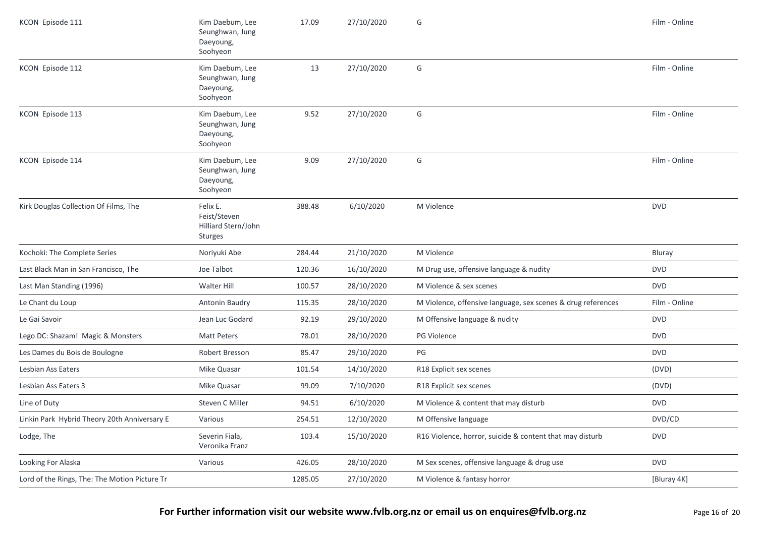| | | | | | |
|---|---|---|---|---|---|
| KCON Episode 111 | Kim Daebum, Lee Seunghwan, Jung Daeyoung, Soohyeon | 17.09 | 27/10/2020 | G | Film - Online |
| KCON Episode 112 | Kim Daebum, Lee Seunghwan, Jung Daeyoung, Soohyeon | 13 | 27/10/2020 | G | Film - Online |
| KCON Episode 113 | Kim Daebum, Lee Seunghwan, Jung Daeyoung, Soohyeon | 9.52 | 27/10/2020 | G | Film - Online |
| KCON Episode 114 | Kim Daebum, Lee Seunghwan, Jung Daeyoung, Soohyeon | 9.09 | 27/10/2020 | G | Film - Online |
| Kirk Douglas Collection Of Films, The | Felix E. Feist/Steven Hilliard Stern/John Sturges | 388.48 | 6/10/2020 | M Violence | DVD |
| Kochoki: The Complete Series | Noriyuki Abe | 284.44 | 21/10/2020 | M Violence | Bluray |
| Last Black Man in San Francisco, The | Joe Talbot | 120.36 | 16/10/2020 | M Drug use, offensive language & nudity | DVD |
| Last Man Standing (1996) | Walter Hill | 100.57 | 28/10/2020 | M Violence & sex scenes | DVD |
| Le Chant du Loup | Antonin Baudry | 115.35 | 28/10/2020 | M Violence, offensive language, sex scenes & drug references | Film - Online |
| Le Gai Savoir | Jean Luc Godard | 92.19 | 29/10/2020 | M Offensive language & nudity | DVD |
| Lego DC: Shazam! Magic & Monsters | Matt Peters | 78.01 | 28/10/2020 | PG Violence | DVD |
| Les Dames du Bois de Boulogne | Robert Bresson | 85.47 | 29/10/2020 | PG | DVD |
| Lesbian Ass Eaters | Mike Quasar | 101.54 | 14/10/2020 | R18 Explicit sex scenes | (DVD) |
| Lesbian Ass Eaters 3 | Mike Quasar | 99.09 | 7/10/2020 | R18 Explicit sex scenes | (DVD) |
| Line of Duty | Steven C Miller | 94.51 | 6/10/2020 | M Violence & content that may disturb | DVD |
| Linkin Park Hybrid Theory 20th Anniversary E | Various | 254.51 | 12/10/2020 | M Offensive language | DVD/CD |
| Lodge, The | Severin Fiala, Veronika Franz | 103.4 | 15/10/2020 | R16 Violence, horror, suicide & content that may disturb | DVD |
| Looking For Alaska | Various | 426.05 | 28/10/2020 | M Sex scenes, offensive language & drug use | DVD |
| Lord of the Rings, The: The Motion Picture Tr | | 1285.05 | 27/10/2020 | M Violence & fantasy horror | [Bluray 4K] |

**For Further information visit our website www.fvlb.org.nz or email us on enquires@fvlb.org.nz**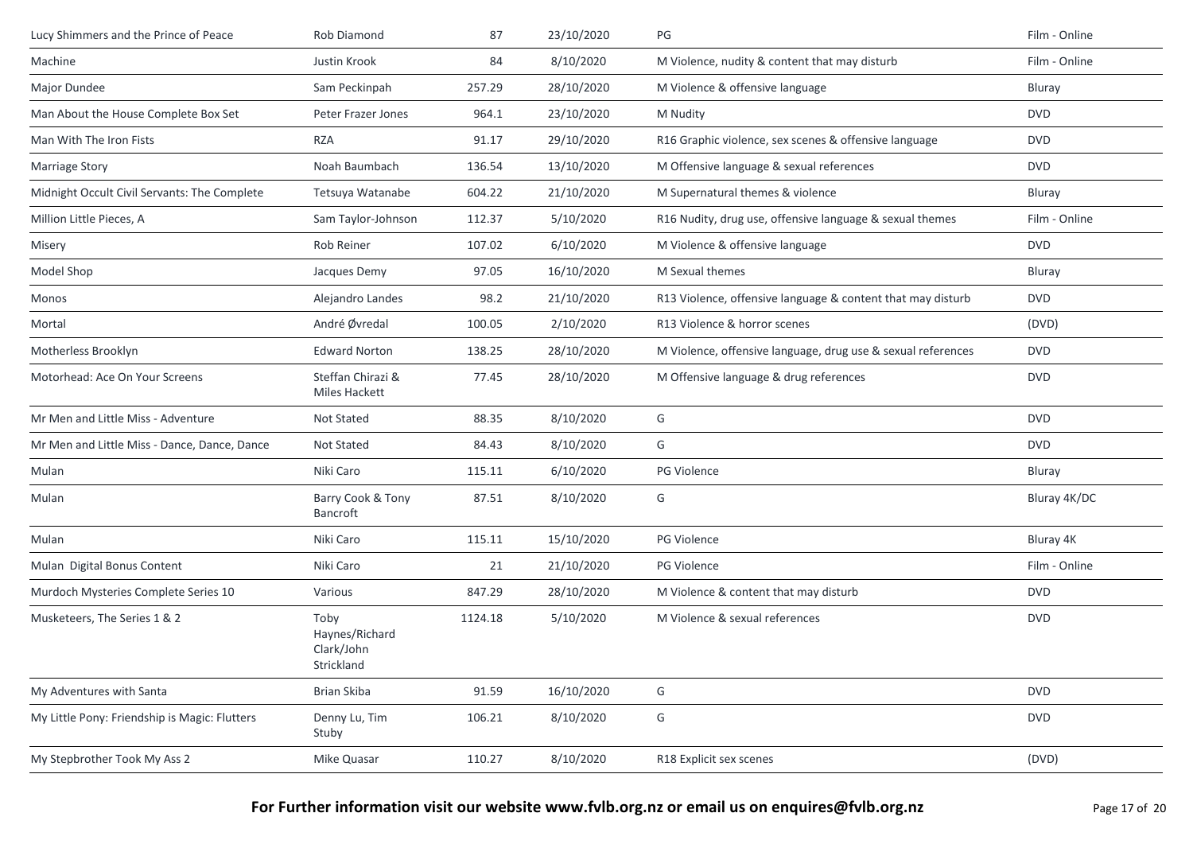| | | | | | |
|---|---|---|---|---|---|
| Lucy Shimmers and the Prince of Peace | Rob Diamond | 87 | 23/10/2020 | PG | Film - Online |
| Machine | Justin Krook | 84 | 8/10/2020 | M Violence, nudity & content that may disturb | Film - Online |
| Major Dundee | Sam Peckinpah | 257.29 | 28/10/2020 | M Violence & offensive language | Bluray |
| Man About the House Complete Box Set | Peter Frazer Jones | 964.1 | 23/10/2020 | M Nudity | DVD |
| Man With The Iron Fists | RZA | 91.17 | 29/10/2020 | R16 Graphic violence, sex scenes & offensive language | DVD |
| Marriage Story | Noah Baumbach | 136.54 | 13/10/2020 | M Offensive language & sexual references | DVD |
| Midnight Occult Civil Servants: The Complete | Tetsuya Watanabe | 604.22 | 21/10/2020 | M Supernatural themes & violence | Bluray |
| Million Little Pieces, A | Sam Taylor-Johnson | 112.37 | 5/10/2020 | R16 Nudity, drug use, offensive language & sexual themes | Film - Online |
| Misery | Rob Reiner | 107.02 | 6/10/2020 | M Violence & offensive language | DVD |
| Model Shop | Jacques Demy | 97.05 | 16/10/2020 | M Sexual themes | Bluray |
| Monos | Alejandro Landes | 98.2 | 21/10/2020 | R13 Violence, offensive language & content that may disturb | DVD |
| Mortal | André Øvredal | 100.05 | 2/10/2020 | R13 Violence & horror scenes | (DVD) |
| Motherless Brooklyn | Edward Norton | 138.25 | 28/10/2020 | M Violence, offensive language, drug use & sexual references | DVD |
| Motorhead: Ace On Your Screens | Steffan Chirazi & Miles Hackett | 77.45 | 28/10/2020 | M Offensive language & drug references | DVD |
| Mr Men and Little Miss - Adventure | Not Stated | 88.35 | 8/10/2020 | G | DVD |
| Mr Men and Little Miss - Dance, Dance, Dance | Not Stated | 84.43 | 8/10/2020 | G | DVD |
| Mulan | Niki Caro | 115.11 | 6/10/2020 | PG Violence | Bluray |
| Mulan | Barry Cook & Tony Bancroft | 87.51 | 8/10/2020 | G | Bluray 4K/DC |
| Mulan | Niki Caro | 115.11 | 15/10/2020 | PG Violence | Bluray 4K |
| Mulan Digital Bonus Content | Niki Caro | 21 | 21/10/2020 | PG Violence | Film - Online |
| Murdoch Mysteries Complete Series 10 | Various | 847.29 | 28/10/2020 | M Violence & content that may disturb | DVD |
| Musketeers, The Series 1 & 2 | Toby Haynes/Richard Clark/John Strickland | 1124.18 | 5/10/2020 | M Violence & sexual references | DVD |
| My Adventures with Santa | Brian Skiba | 91.59 | 16/10/2020 | G | DVD |
| My Little Pony: Friendship is Magic: Flutters | Denny Lu, Tim Stuby | 106.21 | 8/10/2020 | G | DVD |
| My Stepbrother Took My Ass 2 | Mike Quasar | 110.27 | 8/10/2020 | R18 Explicit sex scenes | (DVD) |

**For Further information visit our website www.fvlb.org.nz or email us on enquires@fvlb.org.nz**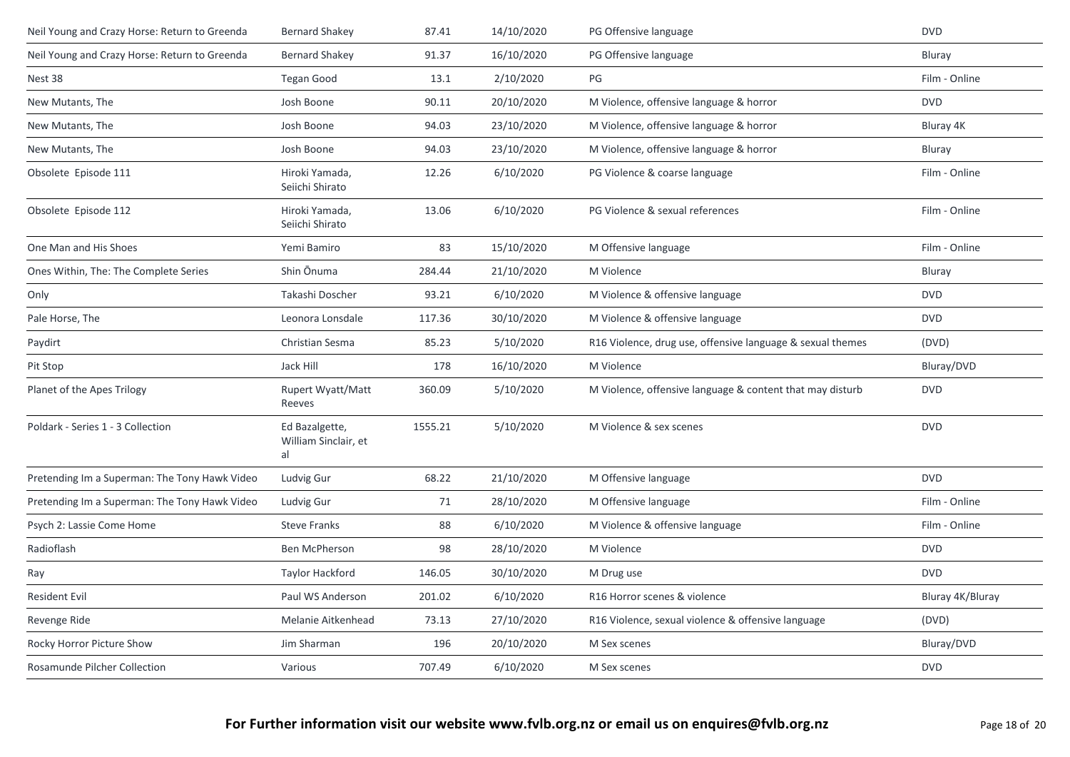| | | | | | |
|---|---|---|---|---|---|
| Neil Young and Crazy Horse: Return to Greenda | Bernard Shakey | 87.41 | 14/10/2020 | PG Offensive language | DVD |
| Neil Young and Crazy Horse: Return to Greenda | Bernard Shakey | 91.37 | 16/10/2020 | PG Offensive language | Bluray |
| Nest 38 | Tegan Good | 13.1 | 2/10/2020 | PG | Film - Online |
| New Mutants, The | Josh Boone | 90.11 | 20/10/2020 | M Violence, offensive language & horror | DVD |
| New Mutants, The | Josh Boone | 94.03 | 23/10/2020 | M Violence, offensive language & horror | Bluray 4K |
| New Mutants, The | Josh Boone | 94.03 | 23/10/2020 | M Violence, offensive language & horror | Bluray |
| Obsolete Episode 111 | Hiroki Yamada, Seiichi Shirato | 12.26 | 6/10/2020 | PG Violence & coarse language | Film - Online |
| Obsolete Episode 112 | Hiroki Yamada, Seiichi Shirato | 13.06 | 6/10/2020 | PG Violence & sexual references | Film - Online |
| One Man and His Shoes | Yemi Bamiro | 83 | 15/10/2020 | M Offensive language | Film - Online |
| Ones Within, The: The Complete Series | Shin Ōnuma | 284.44 | 21/10/2020 | M Violence | Bluray |
| Only | Takashi Doscher | 93.21 | 6/10/2020 | M Violence & offensive language | DVD |
| Pale Horse, The | Leonora Lonsdale | 117.36 | 30/10/2020 | M Violence & offensive language | DVD |
| Paydirt | Christian Sesma | 85.23 | 5/10/2020 | R16 Violence, drug use, offensive language & sexual themes | (DVD) |
| Pit Stop | Jack Hill | 178 | 16/10/2020 | M Violence | Bluray/DVD |
| Planet of the Apes Trilogy | Rupert Wyatt/Matt Reeves | 360.09 | 5/10/2020 | M Violence, offensive language & content that may disturb | DVD |
| Poldark - Series 1 - 3 Collection | Ed Bazalgette, William Sinclair, et al | 1555.21 | 5/10/2020 | M Violence & sex scenes | DVD |
| Pretending Im a Superman: The Tony Hawk Video | Ludvig Gur | 68.22 | 21/10/2020 | M Offensive language | DVD |
| Pretending Im a Superman: The Tony Hawk Video | Ludvig Gur | 71 | 28/10/2020 | M Offensive language | Film - Online |
| Psych 2: Lassie Come Home | Steve Franks | 88 | 6/10/2020 | M Violence & offensive language | Film - Online |
| Radioflash | Ben McPherson | 98 | 28/10/2020 | M Violence | DVD |
| Ray | Taylor Hackford | 146.05 | 30/10/2020 | M Drug use | DVD |
| Resident Evil | Paul WS Anderson | 201.02 | 6/10/2020 | R16 Horror scenes & violence | Bluray 4K/Bluray |
| Revenge Ride | Melanie Aitkenhead | 73.13 | 27/10/2020 | R16 Violence, sexual violence & offensive language | (DVD) |
| Rocky Horror Picture Show | Jim Sharman | 196 | 20/10/2020 | M Sex scenes | Bluray/DVD |
| Rosamunde Pilcher Collection | Various | 707.49 | 6/10/2020 | M Sex scenes | DVD |

**For Further information visit our website www.fvlb.org.nz or email us on enquires@fvlb.org.nz**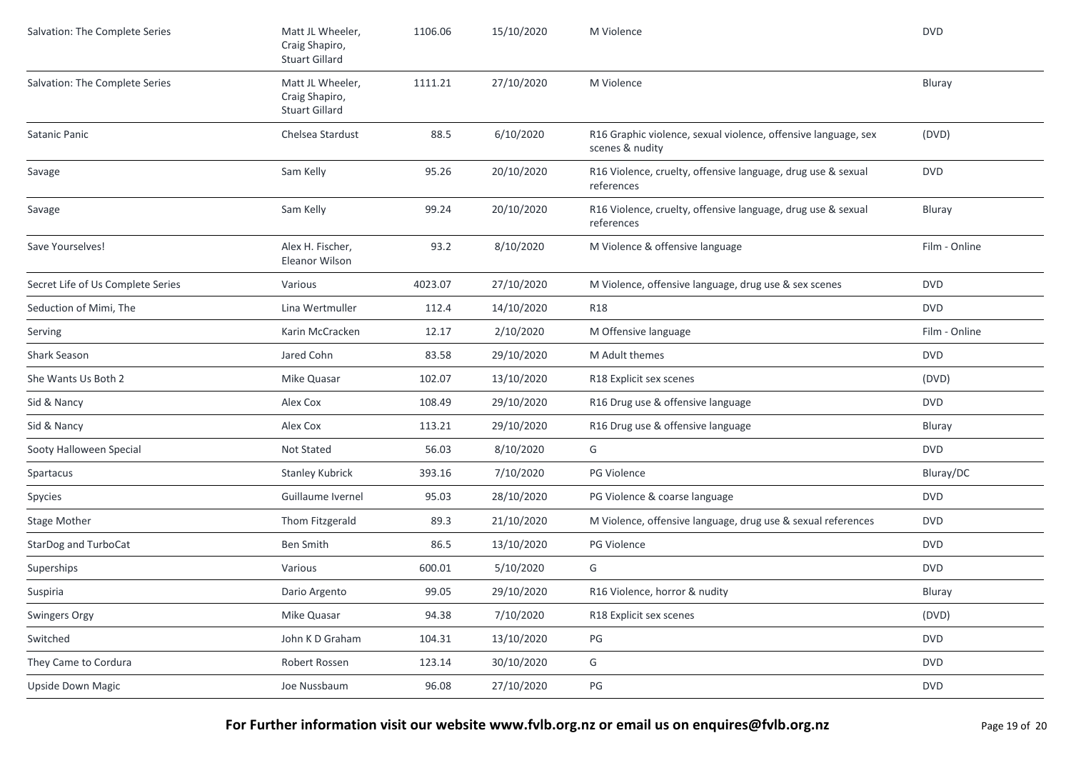| | | | | | |
|---|---|---|---|---|---|
| Salvation: The Complete Series | Matt JL Wheeler, Craig Shapiro, Stuart Gillard | 1106.06 | 15/10/2020 | M Violence | DVD |
| Salvation: The Complete Series | Matt JL Wheeler, Craig Shapiro, Stuart Gillard | 1111.21 | 27/10/2020 | M Violence | Bluray |
| Satanic Panic | Chelsea Stardust | 88.5 | 6/10/2020 | R16 Graphic violence, sexual violence, offensive language, sex scenes & nudity | (DVD) |
| Savage | Sam Kelly | 95.26 | 20/10/2020 | R16 Violence, cruelty, offensive language, drug use & sexual references | DVD |
| Savage | Sam Kelly | 99.24 | 20/10/2020 | R16 Violence, cruelty, offensive language, drug use & sexual references | Bluray |
| Save Yourselves! | Alex H. Fischer, Eleanor Wilson | 93.2 | 8/10/2020 | M Violence & offensive language | Film - Online |
| Secret Life of Us Complete Series | Various | 4023.07 | 27/10/2020 | M Violence, offensive language, drug use & sex scenes | DVD |
| Seduction of Mimi, The | Lina Wertmuller | 112.4 | 14/10/2020 | R18 | DVD |
| Serving | Karin McCracken | 12.17 | 2/10/2020 | M Offensive language | Film - Online |
| Shark Season | Jared Cohn | 83.58 | 29/10/2020 | M Adult themes | DVD |
| She Wants Us Both 2 | Mike Quasar | 102.07 | 13/10/2020 | R18 Explicit sex scenes | (DVD) |
| Sid & Nancy | Alex Cox | 108.49 | 29/10/2020 | R16 Drug use & offensive language | DVD |
| Sid & Nancy | Alex Cox | 113.21 | 29/10/2020 | R16 Drug use & offensive language | Bluray |
| Sooty Halloween Special | Not Stated | 56.03 | 8/10/2020 | G | DVD |
| Spartacus | Stanley Kubrick | 393.16 | 7/10/2020 | PG Violence | Bluray/DC |
| Spycies | Guillaume Ivernel | 95.03 | 28/10/2020 | PG Violence & coarse language | DVD |
| Stage Mother | Thom Fitzgerald | 89.3 | 21/10/2020 | M Violence, offensive language, drug use & sexual references | DVD |
| StarDog and TurboCat | Ben Smith | 86.5 | 13/10/2020 | PG Violence | DVD |
| Superships | Various | 600.01 | 5/10/2020 | G | DVD |
| Suspiria | Dario Argento | 99.05 | 29/10/2020 | R16 Violence, horror & nudity | Bluray |
| Swingers Orgy | Mike Quasar | 94.38 | 7/10/2020 | R18 Explicit sex scenes | (DVD) |
| Switched | John K D Graham | 104.31 | 13/10/2020 | PG | DVD |
| They Came to Cordura | Robert Rossen | 123.14 | 30/10/2020 | G | DVD |
| Upside Down Magic | Joe Nussbaum | 96.08 | 27/10/2020 | PG | DVD |

**For Further information visit our website www.fvlb.org.nz or email us on enquires@fvlb.org.nz**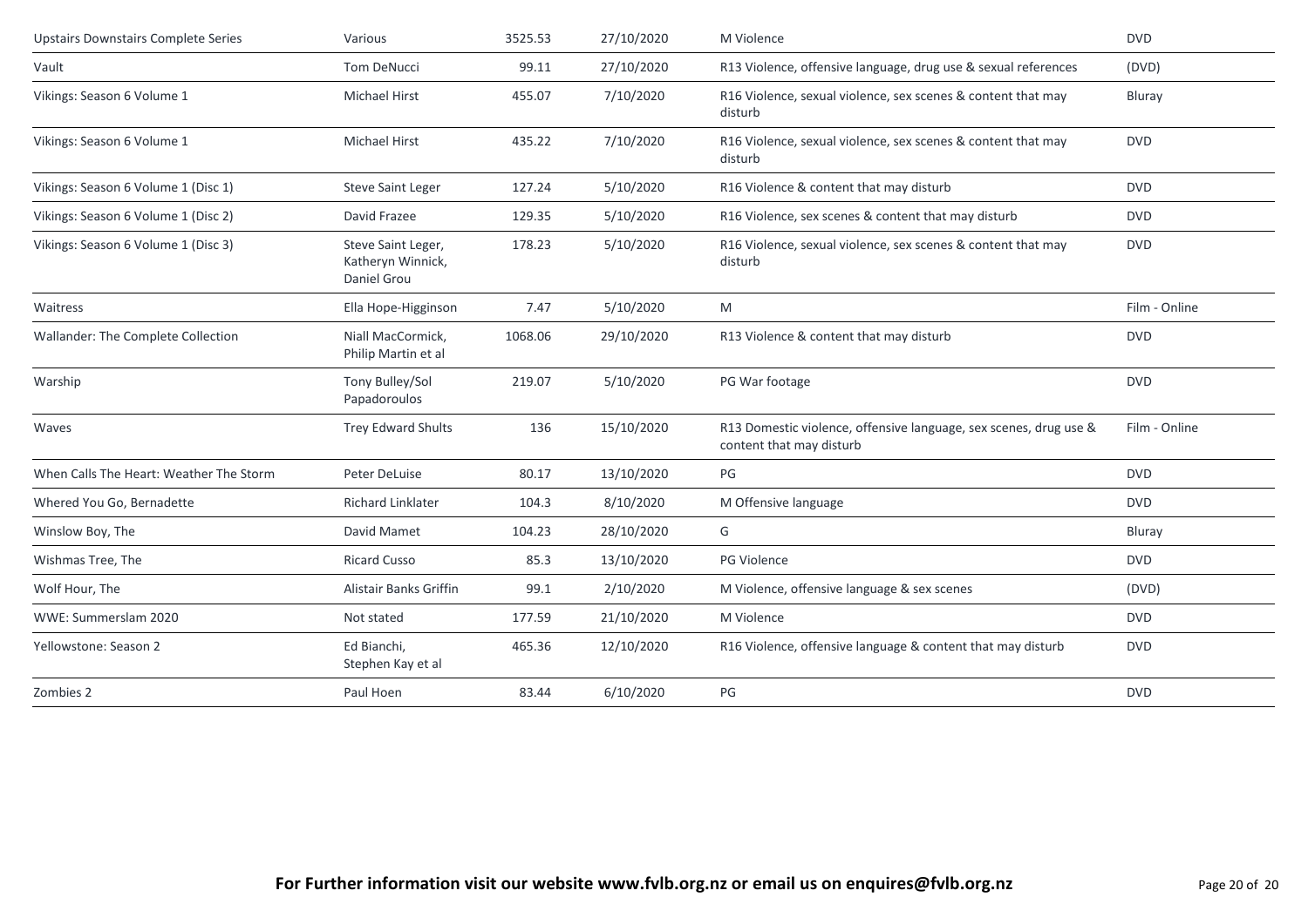| | | | | | |
|---|---|---|---|---|---|
| Upstairs Downstairs Complete Series | Various | 3525.53 | 27/10/2020 | M Violence | DVD |
| Vault | Tom DeNucci | 99.11 | 27/10/2020 | R13 Violence, offensive language, drug use & sexual references | (DVD) |
| Vikings: Season 6 Volume 1 | Michael Hirst | 455.07 | 7/10/2020 | R16 Violence, sexual violence, sex scenes & content that may disturb | Bluray |
| Vikings: Season 6 Volume 1 | Michael Hirst | 435.22 | 7/10/2020 | R16 Violence, sexual violence, sex scenes & content that may disturb | DVD |
| Vikings: Season 6 Volume 1 (Disc 1) | Steve Saint Leger | 127.24 | 5/10/2020 | R16 Violence & content that may disturb | DVD |
| Vikings: Season 6 Volume 1 (Disc 2) | David Frazee | 129.35 | 5/10/2020 | R16 Violence, sex scenes & content that may disturb | DVD |
| Vikings: Season 6 Volume 1 (Disc 3) | Steve Saint Leger, Katheryn Winnick, Daniel Grou | 178.23 | 5/10/2020 | R16 Violence, sexual violence, sex scenes & content that may disturb | DVD |
| Waitress | Ella Hope-Higginson | 7.47 | 5/10/2020 | M | Film - Online |
| Wallander: The Complete Collection | Niall MacCormick, Philip Martin et al | 1068.06 | 29/10/2020 | R13 Violence & content that may disturb | DVD |
| Warship | Tony Bulley/Sol Papadoroulos | 219.07 | 5/10/2020 | PG War footage | DVD |
| Waves | Trey Edward Shults | 136 | 15/10/2020 | R13 Domestic violence, offensive language, sex scenes, drug use & content that may disturb | Film - Online |
| When Calls The Heart: Weather The Storm | Peter DeLuise | 80.17 | 13/10/2020 | PG | DVD |
| Whered You Go, Bernadette | Richard Linklater | 104.3 | 8/10/2020 | M Offensive language | DVD |
| Winslow Boy, The | David Mamet | 104.23 | 28/10/2020 | G | Bluray |
| Wishmas Tree, The | Ricard Cusso | 85.3 | 13/10/2020 | PG Violence | DVD |
| Wolf Hour, The | Alistair Banks Griffin | 99.1 | 2/10/2020 | M Violence, offensive language & sex scenes | (DVD) |
| WWE: Summerslam 2020 | Not stated | 177.59 | 21/10/2020 | M Violence | DVD |
| Yellowstone: Season 2 | Ed Bianchi, Stephen Kay et al | 465.36 | 12/10/2020 | R16 Violence, offensive language & content that may disturb | DVD |
| Zombies 2 | Paul Hoen | 83.44 | 6/10/2020 | PG | DVD |

**For Further information visit our website www.fvlb.org.nz or email us on enquires@fvlb.org.nz**